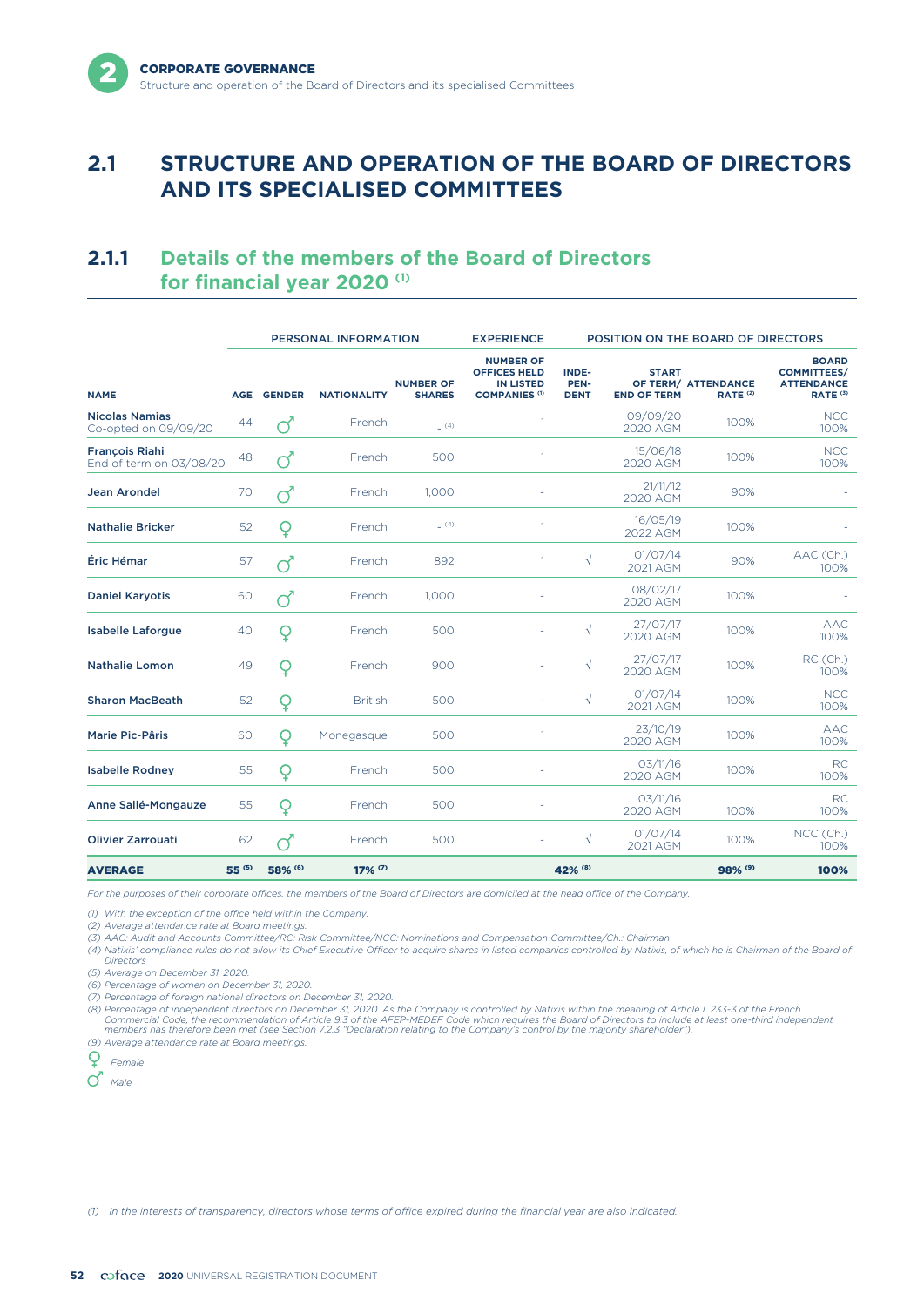# 2.1 STRUCTURE AND OPERATION OF THE BOARD OF DIRECTORS AND ITS SPECIALISED COMMITTEES

## 2.1.1 Details of the members of the Board of Directors for financial year 2020 (1)

| | PERSONAL INFORMATION | | | | EXPERIENCE | POSITION ON THE BOARD OF DIRECTORS | | | |
|---|---|---|---|---|---|---|---|---|---|
| **NAME** | **AGE** | **GENDER** | **NATIONALITY** | **NUMBER OF SHARES** | **NUMBER OF OFFICES HELD IN LISTED COMPANIES (1)** | **INDEPENDENT** | **START OF TERM/ END OF TERM** | **ATTENDANCE RATE (2)** | **BOARD COMMITTEES/ ATTENDANCE RATE (3)** |
| **Nicolas Namias** Co-opted on 09/09/20 | 44 | ♂ | French | - (4) | 1 | | 09/09/20 2020 AGM | 100% | NCC 100% |
| **François Riahi** End of term on 03/08/20 | 48 | ♂ | French | 500 | 1 | | 15/06/18 2020 AGM | 100% | NCC 100% |
| **Jean Arondel** | 70 | ♂ | French | 1,000 | - | | 21/11/12 2020 AGM | 90% | - |
| **Nathalie Bricker** | 52 | ♀ | French | - (4) | 1 | | 16/05/19 2022 AGM | 100% | - |
| **Éric Hémar** | 57 | ♂ | French | 892 | 1 | √ | 01/07/14 2021 AGM | 90% | AAC (Ch.) 100% |
| **Daniel Karyotis** | 60 | ♂ | French | 1,000 | - | | 08/02/17 2020 AGM | 100% | - |
| **Isabelle Laforgue** | 40 | ♀ | French | 500 | - | √ | 27/07/17 2020 AGM | 100% | AAC 100% |
| **Nathalie Lomon** | 49 | ♀ | French | 900 | - | √ | 27/07/17 2020 AGM | 100% | RC (Ch.) 100% |
| **Sharon MacBeath** | 52 | ♀ | British | 500 | - | √ | 01/07/14 2021 AGM | 100% | NCC 100% |
| **Marie Pic-Pâris** | 60 | ♀ | Monegasque | 500 | 1 | | 23/10/19 2020 AGM | 100% | AAC 100% |
| **Isabelle Rodney** | 55 | ♀ | French | 500 | - | | 03/11/16 2020 AGM | 100% | RC 100% |
| **Anne Sallé-Mongauze** | 55 | ♀ | French | 500 | - | | 03/11/16 2020 AGM | 100% | RC 100% |
| **Olivier Zarrouati** | 62 | ♂ | French | 500 | - | √ | 01/07/14 2021 AGM | 100% | NCC (Ch.) 100% |
| **AVERAGE** | **55 (5)** | **58% (6)** | **17% (7)** | | | **42% (8)** | | **98% (9)** | **100%** |

*For the purposes of their corporate offices, the members of the Board of Directors are domiciled at the head office of the Company.*

*(1) With the exception of the office held within the Company.*
*(2) Average attendance rate at Board meetings.*
*(3) AAC: Audit and Accounts Committee/RC: Risk Committee/NCC: Nominations and Compensation Committee/Ch.: Chairman*
*(4) Natixis' compliance rules do not allow its Chief Executive Officer to acquire shares in listed companies controlled by Natixis, of which he is Chairman of the Board of Directors*
*(5) Average on December 31, 2020.*
*(6) Percentage of women on December 31, 2020.*
*(7) Percentage of foreign national directors on December 31, 2020.*
*(8) Percentage of independent directors on December 31, 2020. As the Company is controlled by Natixis within the meaning of Article L.233-3 of the French Commercial Code, the recommendation of Article 9.3 of the AFEP-MEDEF Code which requires the Board of Directors to include at least one-third independent members has therefore been met (see Section 7.2.3 "Declaration relating to the Company's control by the majority shareholder").*
*(9) Average attendance rate at Board meetings.*

♀ *Female*

♂ *Male*

*(1) In the interests of transparency, directors whose terms of office expired during the financial year are also indicated.*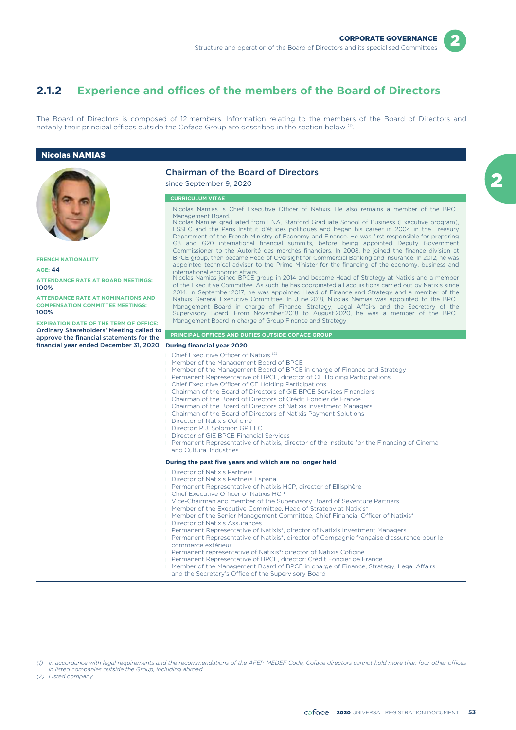## 2.1.2 Experience and offices of the members of the Board of Directors

The Board of Directors is composed of 12 members. Information relating to the members of the Board of Directors and notably their principal offices outside the Coface Group are described in the section below [1].

### Nicolas NAMIAS

**FRENCH NATIONALITY**

**AGE:** 44

**ATTENDANCE RATE AT BOARD MEETINGS:** 100%

**ATTENDANCE RATE AT NOMINATIONS AND COMPENSATION COMMITTEE MEETINGS:** 100%

**EXPIRATION DATE OF THE TERM OF OFFICE:** Ordinary Shareholders' Meeting called to approve the financial statements for the financial year ended December 31, 2020

#### Chairman of the Board of Directors

since September 9, 2020

**CURRICULUM VITAE**

Nicolas Namias is Chief Executive Officer of Natixis. He also remains a member of the BPCE Management Board.

Nicolas Namias graduated from ENA, Stanford Graduate School of Business (Executive program), ESSEC and the Paris Institut d'études politiques and began his career in 2004 in the Treasury Department of the French Ministry of Economy and Finance. He was first responsible for preparing G8 and G20 international financial summits, before being appointed Deputy Government Commissioner to the Autorité des marchés financiers. In 2008, he joined the finance division at BPCE group, then became Head of Oversight for Commercial Banking and Insurance. In 2012, he was appointed technical advisor to the Prime Minister for the financing of the economy, business and international economic affairs.

Nicolas Namias joined BPCE group in 2014 and became Head of Strategy at Natixis and a member of the Executive Committee. As such, he has coordinated all acquisitions carried out by Natixis since 2014. In September 2017, he was appointed Head of Finance and Strategy and a member of the Natixis General Executive Committee. In June 2018, Nicolas Namias was appointed to the BPCE Management Board in charge of Finance, Strategy, Legal Affairs and the Secretary of the Supervisory Board. From November 2018 to August 2020, he was a member of the BPCE Management Board in charge of Group Finance and Strategy.

**PRINCIPAL OFFICES AND DUTIES OUTSIDE COFACE GROUP**

**During financial year 2020**

- Chief Executive Officer of Natixis [2]
- Member of the Management Board of BPCE
- Member of the Management Board of BPCE in charge of Finance and Strategy
- Permanent Representative of BPCE, director of CE Holding Participations
- Chief Executive Officer of CE Holding Participations
- Chairman of the Board of Directors of GIE BPCE Services Financiers
- Chairman of the Board of Directors of Crédit Foncier de France
- Chairman of the Board of Directors of Natixis Investment Managers
- Chairman of the Board of Directors of Natixis Payment Solutions
- Director of Natixis Coficiné
- Director: P.J. Solomon GP LLC
- Director of GIE BPCE Financial Services
- Permanent Representative of Natixis, director of the Institute for the Financing of Cinema and Cultural Industries

**During the past five years and which are no longer held**

- Director of Natixis Partners
- Director of Natixis Partners Espana
- Permanent Representative of Natixis HCP, director of Ellisphère
- Chief Executive Officer of Natixis HCP
- Vice-Chairman and member of the Supervisory Board of Seventure Partners
- Member of the Executive Committee, Head of Strategy at Natixis*
- Member of the Senior Management Committee, Chief Financial Officer of Natixis*
- Director of Natixis Assurances
- Permanent Representative of Natixis*, director of Natixis Investment Managers
- Permanent Representative of Natixis*, director of Compagnie française d'assurance pour le commerce extérieur
- Permanent representative of Natixis*: director of Natixis Coficiné
- Permanent Representative of BPCE, director: Crédit Foncier de France
- Member of the Management Board of BPCE in charge of Finance, Strategy, Legal Affairs and the Secretary's Office of the Supervisory Board

*(1) In accordance with legal requirements and the recommendations of the AFEP-MEDEF Code, Coface directors cannot hold more than four other offices in listed companies outside the Group, including abroad.*

*(2) Listed company.*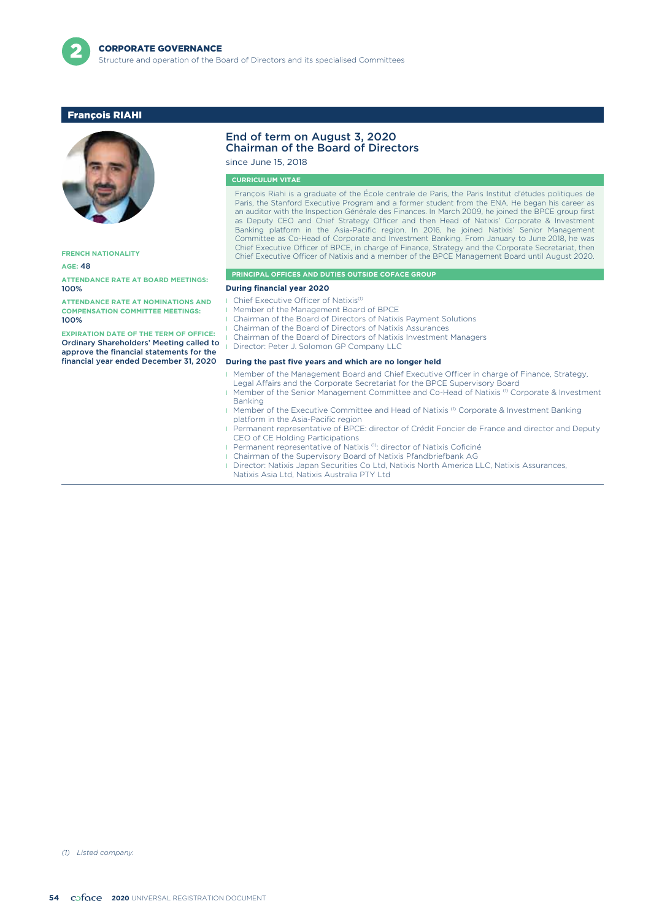## François RIAHI

**FRENCH NATIONALITY**

**AGE:** 48

**ATTENDANCE RATE AT BOARD MEETINGS:**
100%

**ATTENDANCE RATE AT NOMINATIONS AND COMPENSATION COMMITTEE MEETINGS:**
100%

**EXPIRATION DATE OF THE TERM OF OFFICE:**
Ordinary Shareholders' Meeting called to approve the financial statements for the financial year ended December 31, 2020

### End of term on August 3, 2020
### Chairman of the Board of Directors

since June 15, 2018

#### CURRICULUM VITAE

François Riahi is a graduate of the École centrale de Paris, the Paris Institut d'études politiques de Paris, the Stanford Executive Program and a former student from the ENA. He began his career as an auditor with the Inspection Générale des Finances. In March 2009, he joined the BPCE group first as Deputy CEO and Chief Strategy Officer and then Head of Natixis' Corporate & Investment Banking platform in the Asia-Pacific region. In 2016, he joined Natixis' Senior Management Committee as Co-Head of Corporate and Investment Banking. From January to June 2018, he was Chief Executive Officer of BPCE, in charge of Finance, Strategy and the Corporate Secretariat, then Chief Executive Officer of Natixis and a member of the BPCE Management Board until August 2020.

#### PRINCIPAL OFFICES AND DUTIES OUTSIDE COFACE GROUP

**During financial year 2020**

- Chief Executive Officer of Natixis[1]
- Member of the Management Board of BPCE
- Chairman of the Board of Directors of Natixis Payment Solutions
- Chairman of the Board of Directors of Natixis Assurances
- Chairman of the Board of Directors of Natixis Investment Managers
- Director: Peter J. Solomon GP Company LLC

**During the past five years and which are no longer held**

- Member of the Management Board and Chief Executive Officer in charge of Finance, Strategy, Legal Affairs and the Corporate Secretariat for the BPCE Supervisory Board
- Member of the Senior Management Committee and Co-Head of Natixis [1] Corporate & Investment Banking
- Member of the Executive Committee and Head of Natixis [1] Corporate & Investment Banking platform in the Asia-Pacific region
- Permanent representative of BPCE: director of Crédit Foncier de France and director and Deputy CEO of CE Holding Participations
- Permanent representative of Natixis [1]: director of Natixis Coficiné
- Chairman of the Supervisory Board of Natixis Pfandbriefbank AG
- Director: Natixis Japan Securities Co Ltd, Natixis North America LLC, Natixis Assurances, Natixis Asia Ltd, Natixis Australia PTY Ltd

*(1) Listed company.*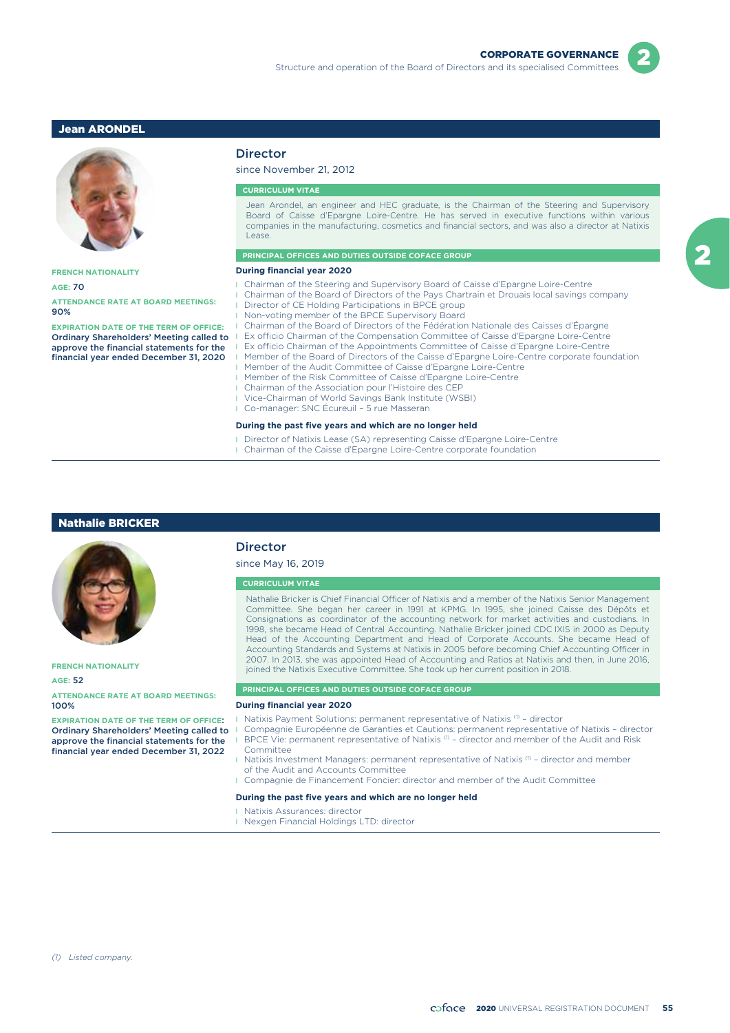## Jean ARONDEL

**FRENCH NATIONALITY**

**AGE:** 70

**ATTENDANCE RATE AT BOARD MEETINGS:** 90%

**EXPIRATION DATE OF THE TERM OF OFFICE:** Ordinary Shareholders' Meeting called to approve the financial statements for the financial year ended December 31, 2020

### Director

since November 21, 2012

**CURRICULUM VITAE**

Jean Arondel, an engineer and HEC graduate, is the Chairman of the Steering and Supervisory Board of Caisse d'Epargne Loire-Centre. He has served in executive functions within various companies in the manufacturing, cosmetics and financial sectors, and was also a director at Natixis Lease.

**PRINCIPAL OFFICES AND DUTIES OUTSIDE COFACE GROUP**

**During financial year 2020**

- Chairman of the Steering and Supervisory Board of Caisse d'Epargne Loire-Centre
- Chairman of the Board of Directors of the Pays Chartrain et Drouais local savings company
- Director of CE Holding Participations in BPCE group
- Non-voting member of the BPCE Supervisory Board
- Chairman of the Board of Directors of the Fédération Nationale des Caisses d'Épargne
- Ex officio Chairman of the Compensation Committee of Caisse d'Epargne Loire-Centre
- Ex officio Chairman of the Appointments Committee of Caisse d'Epargne Loire-Centre
- Member of the Board of Directors of the Caisse d'Epargne Loire-Centre corporate foundation
- Member of the Audit Committee of Caisse d'Epargne Loire-Centre
- Member of the Risk Committee of Caisse d'Epargne Loire-Centre
- Chairman of the Association pour l'Histoire des CEP
- Vice-Chairman of World Savings Bank Institute (WSBI)
- Co-manager: SNC Écureuil – 5 rue Masseran

**During the past five years and which are no longer held**

- Director of Natixis Lease (SA) representing Caisse d'Epargne Loire-Centre
- Chairman of the Caisse d'Epargne Loire-Centre corporate foundation

## Nathalie BRICKER

**FRENCH NATIONALITY**

**AGE:** 52

**ATTENDANCE RATE AT BOARD MEETINGS:** 100%

**EXPIRATION DATE OF THE TERM OF OFFICE:** Ordinary Shareholders' Meeting called to approve the financial statements for the financial year ended December 31, 2022

### Director

since May 16, 2019

**CURRICULUM VITAE**

Nathalie Bricker is Chief Financial Officer of Natixis and a member of the Natixis Senior Management Committee. She began her career in 1991 at KPMG. In 1995, she joined Caisse des Dépôts et Consignations as coordinator of the accounting network for market activities and custodians. In 1998, she became Head of Central Accounting. Nathalie Bricker joined CDC IXIS in 2000 as Deputy Head of the Accounting Department and Head of Corporate Accounts. She became Head of Accounting Standards and Systems at Natixis in 2005 before becoming Chief Accounting Officer in 2007. In 2013, she was appointed Head of Accounting and Ratios at Natixis and then, in June 2016, joined the Natixis Executive Committee. She took up her current position in 2018.

**PRINCIPAL OFFICES AND DUTIES OUTSIDE COFACE GROUP**

**During financial year 2020**

- Natixis Payment Solutions: permanent representative of Natixis [(1)] – director
- Compagnie Européenne de Garanties et Cautions: permanent representative of Natixis – director
- BPCE Vie: permanent representative of Natixis [(1)] – director and member of the Audit and Risk Committee
- Natixis Investment Managers: permanent representative of Natixis [(1)] – director and member of the Audit and Accounts Committee
- Compagnie de Financement Foncier: director and member of the Audit Committee

**During the past five years and which are no longer held**

- Natixis Assurances: director
- Nexgen Financial Holdings LTD: director

*(1) Listed company.*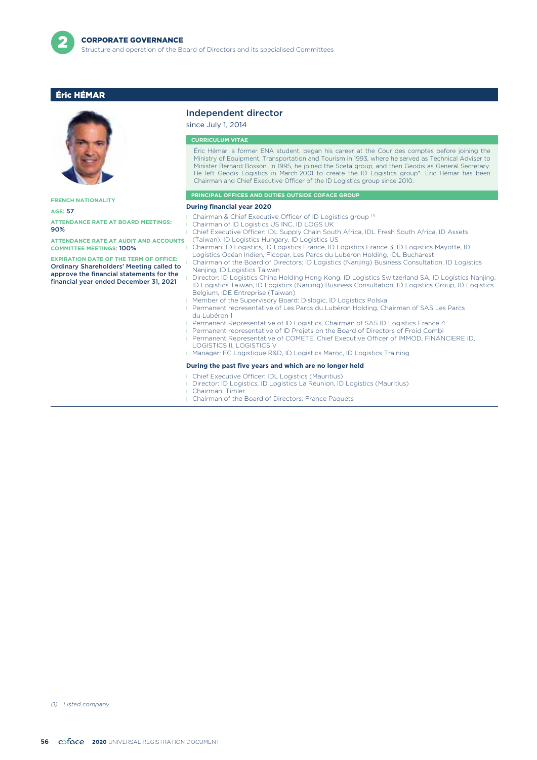## Éric HÉMAR

**FRENCH NATIONALITY**

**AGE:** 57

**ATTENDANCE RATE AT BOARD MEETINGS:** 90%

**ATTENDANCE RATE AT AUDIT AND ACCOUNTS COMMITTEE MEETINGS:** 100%

**EXPIRATION DATE OF THE TERM OF OFFICE:** Ordinary Shareholders' Meeting called to approve the financial statements for the financial year ended December 31, 2021

### Independent director

since July 1, 2014

#### CURRICULUM VITAE

Éric Hémar, a former ENA student, began his career at the Cour des comptes before joining the Ministry of Equipment, Transportation and Tourism in 1993, where he served as Technical Adviser to Minister Bernard Bosson. In 1995, he joined the Sceta group, and then Geodis as General Secretary. He left Geodis Logistics in March 2001 to create the ID Logistics group*. Éric Hémar has been Chairman and Chief Executive Officer of the ID Logistics group since 2010.

#### PRINCIPAL OFFICES AND DUTIES OUTSIDE COFACE GROUP

**During financial year 2020**

- Chairman & Chief Executive Officer of ID Logistics group [(1)]
- Chairman of ID Logistics US INC, ID LOGS UK
- Chief Executive Officer: IDL Supply Chain South Africa, IDL Fresh South Africa, ID Assets (Taiwan), ID Logistics Hungary, ID Logistics US
- Chairman: ID Logistics, ID Logistics France, ID Logistics France 3, ID Logistics Mayotte, ID Logistics Océan Indien, Ficopar, Les Parcs du Lubéron Holding, IDL Bucharest
- Chairman of the Board of Directors: ID Logistics (Nanjing) Business Consultation, ID Logistics Nanjing, ID Logistics Taiwan
- Director: ID Logistics China Holding Hong Kong, ID Logistics Switzerland SA, ID Logistics Nanjing, ID Logistics Taiwan, ID Logistics (Nanjing) Business Consultation, ID Logistics Group, ID Logistics Belgium, IDE Entreprise (Taiwan)
- Member of the Supervisory Board: Dislogic, ID Logistics Polska
- Permanent representative of Les Parcs du Lubéron Holding, Chairman of SAS Les Parcs du Lubéron 1
- Permanent Representative of ID Logistics, Chairman of SAS ID Logistics France 4
- Permanent representative of ID Projets on the Board of Directors of Froid Combi
- Permanent Representative of COMETE, Chief Executive Officer of IMMOD, FINANCIERE ID, LOGISTICS II, LOGISTICS V
- Manager: FC Logistique R&D, ID Logistics Maroc, ID Logistics Training

**During the past five years and which are no longer held**

- Chief Executive Officer: IDL Logistics (Mauritius)
- Director: ID Logistics, ID Logistics La Réunion, ID Logistics (Mauritius)
- Chairman: Timler
- Chairman of the Board of Directors: France Paquets

*(1) Listed company.*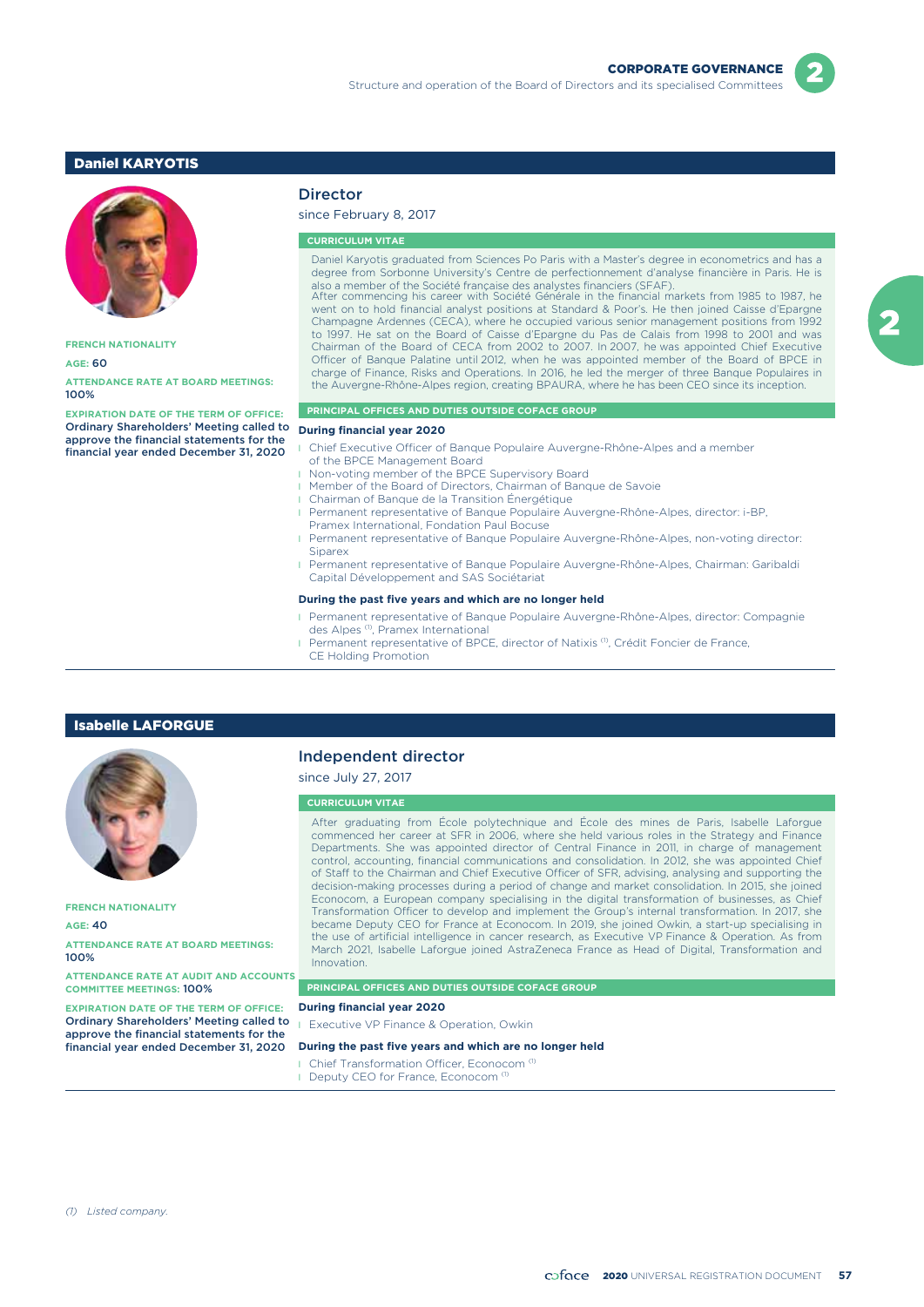## Daniel KARYOTIS

**FRENCH NATIONALITY**

**AGE:** 60

**ATTENDANCE RATE AT BOARD MEETINGS:** 100%

**EXPIRATION DATE OF THE TERM OF OFFICE:** Ordinary Shareholders' Meeting called to approve the financial statements for the financial year ended December 31, 2020

### Director

since February 8, 2017

#### CURRICULUM VITAE

Daniel Karyotis graduated from Sciences Po Paris with a Master's degree in econometrics and has a degree from Sorbonne University's Centre de perfectionnement d'analyse financière in Paris. He is also a member of the Société française des analystes financiers (SFAF).
After commencing his career with Société Générale in the financial markets from 1985 to 1987, he went on to hold financial analyst positions at Standard & Poor's. He then joined Caisse d'Epargne Champagne Ardennes (CECA), where he occupied various senior management positions from 1992 to 1997. He sat on the Board of Caisse d'Epargne du Pas de Calais from 1998 to 2001 and was Chairman of the Board of CECA from 2002 to 2007. In 2007, he was appointed Chief Executive Officer of Banque Palatine until 2012, when he was appointed member of the Board of BPCE in charge of Finance, Risks and Operations. In 2016, he led the merger of three Banque Populaires in the Auvergne-Rhône-Alpes region, creating BPAURA, where he has been CEO since its inception.

#### PRINCIPAL OFFICES AND DUTIES OUTSIDE COFACE GROUP

**During financial year 2020**

- Chief Executive Officer of Banque Populaire Auvergne-Rhône-Alpes and a member of the BPCE Management Board
- Non-voting member of the BPCE Supervisory Board
- Member of the Board of Directors, Chairman of Banque de Savoie
- Chairman of Banque de la Transition Énergétique
- Permanent representative of Banque Populaire Auvergne-Rhône-Alpes, director: i-BP, Pramex International, Fondation Paul Bocuse
- Permanent representative of Banque Populaire Auvergne-Rhône-Alpes, non-voting director: Siparex
- Permanent representative of Banque Populaire Auvergne-Rhône-Alpes, Chairman: Garibaldi Capital Développement and SAS Sociétariat

**During the past five years and which are no longer held**

- Permanent representative of Banque Populaire Auvergne-Rhône-Alpes, director: Compagnie des Alpes [(1)], Pramex International
- Permanent representative of BPCE, director of Natixis [(1)], Crédit Foncier de France, CE Holding Promotion

## Isabelle LAFORGUE

**FRENCH NATIONALITY**

**AGE:** 40

**ATTENDANCE RATE AT BOARD MEETINGS:** 100%

**ATTENDANCE RATE AT AUDIT AND ACCOUNTS COMMITTEE MEETINGS:** 100%

**EXPIRATION DATE OF THE TERM OF OFFICE:** Ordinary Shareholders' Meeting called to approve the financial statements for the financial year ended December 31, 2020

### Independent director

since July 27, 2017

#### CURRICULUM VITAE

After graduating from École polytechnique and École des mines de Paris, Isabelle Laforgue commenced her career at SFR in 2006, where she held various roles in the Strategy and Finance Departments. She was appointed director of Central Finance in 2011, in charge of management control, accounting, financial communications and consolidation. In 2012, she was appointed Chief of Staff to the Chairman and Chief Executive Officer of SFR, advising, analysing and supporting the decision-making processes during a period of change and market consolidation. In 2015, she joined Econocom, a European company specialising in the digital transformation of businesses, as Chief Transformation Officer to develop and implement the Group's internal transformation. In 2017, she became Deputy CEO for France at Econocom. In 2019, she joined Owkin, a start-up specialising in the use of artificial intelligence in cancer research, as Executive VP Finance & Operation. As from March 2021, Isabelle Laforgue joined AstraZeneca France as Head of Digital, Transformation and Innovation.

#### PRINCIPAL OFFICES AND DUTIES OUTSIDE COFACE GROUP

**During financial year 2020**

- Executive VP Finance & Operation, Owkin

**During the past five years and which are no longer held**

- Chief Transformation Officer, Econocom [(1)]
- Deputy CEO for France, Econocom [(1)]

*(1) Listed company.*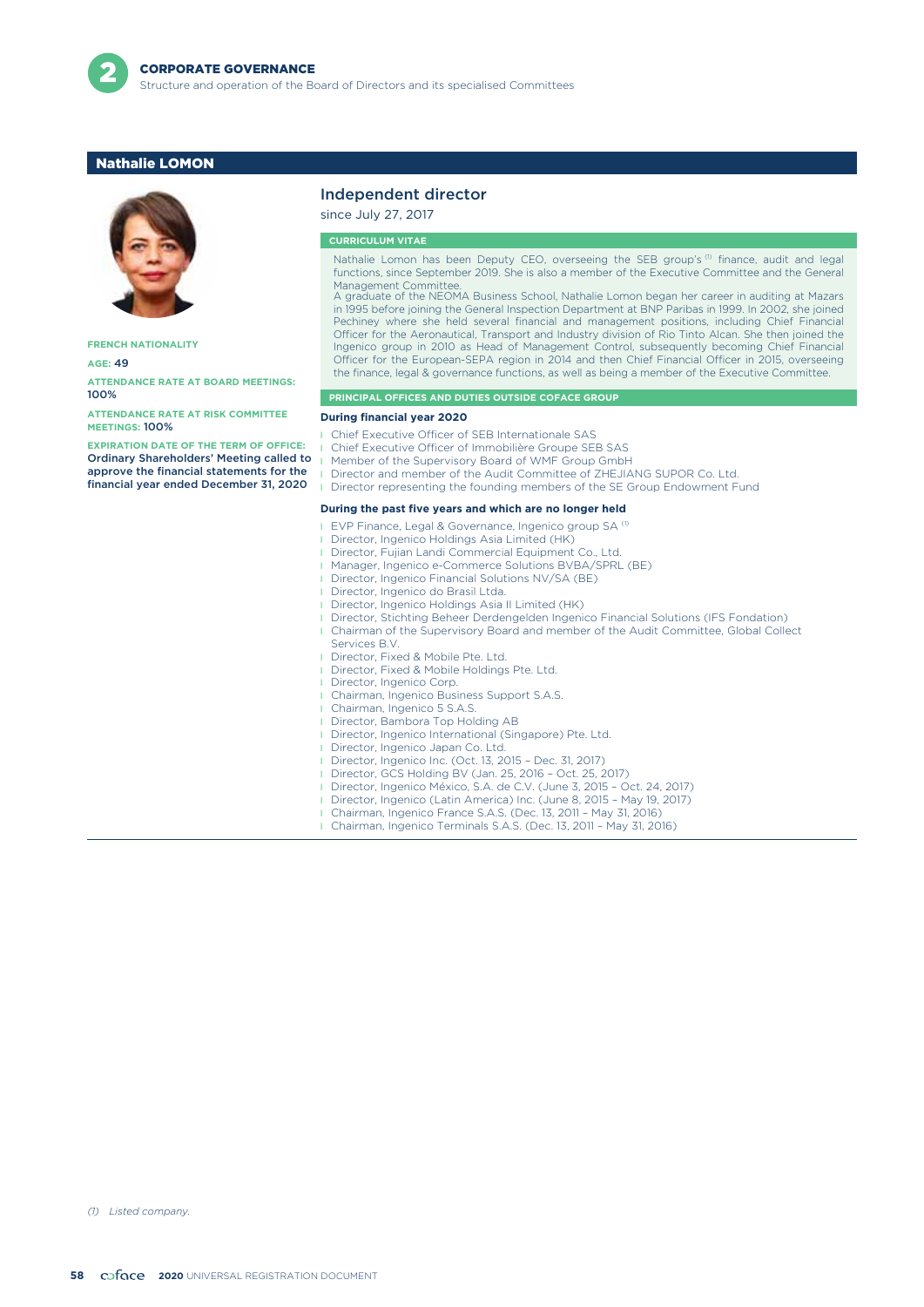## Nathalie LOMON

**FRENCH NATIONALITY**

**AGE:** 49

**ATTENDANCE RATE AT BOARD MEETINGS:** 100%

**ATTENDANCE RATE AT RISK COMMITTEE MEETINGS:** 100%

**EXPIRATION DATE OF THE TERM OF OFFICE:** Ordinary Shareholders' Meeting called to approve the financial statements for the financial year ended December 31, 2020

### Independent director

since July 27, 2017

#### CURRICULUM VITAE

Nathalie Lomon has been Deputy CEO, overseeing the SEB group's [1] finance, audit and legal functions, since September 2019. She is also a member of the Executive Committee and the General Management Committee.

A graduate of the NEOMA Business School, Nathalie Lomon began her career in auditing at Mazars in 1995 before joining the General Inspection Department at BNP Paribas in 1999. In 2002, she joined Pechiney where she held several financial and management positions, including Chief Financial Officer for the Aeronautical, Transport and Industry division of Rio Tinto Alcan. She then joined the Ingenico group in 2010 as Head of Management Control, subsequently becoming Chief Financial Officer for the European-SEPA region in 2014 and then Chief Financial Officer in 2015, overseeing the finance, legal & governance functions, as well as being a member of the Executive Committee.

#### PRINCIPAL OFFICES AND DUTIES OUTSIDE COFACE GROUP

**During financial year 2020**

- Chief Executive Officer of SEB Internationale SAS
- Chief Executive Officer of Immobilière Groupe SEB SAS
- Member of the Supervisory Board of WMF Group GmbH
- Director and member of the Audit Committee of ZHEJIANG SUPOR Co. Ltd.
- Director representing the founding members of the SE Group Endowment Fund

**During the past five years and which are no longer held**

- EVP Finance, Legal & Governance, Ingenico group SA [1]
- Director, Ingenico Holdings Asia Limited (HK)
- Director, Fujian Landi Commercial Equipment Co., Ltd.
- Manager, Ingenico e-Commerce Solutions BVBA/SPRL (BE)
- Director, Ingenico Financial Solutions NV/SA (BE)
- Director, Ingenico do Brasil Ltda.
- Director, Ingenico Holdings Asia II Limited (HK)
- Director, Stichting Beheer Derdengelden Ingenico Financial Solutions (IFS Fondation)
- Chairman of the Supervisory Board and member of the Audit Committee, Global Collect Services B.V.
- Director, Fixed & Mobile Pte. Ltd.
- Director, Fixed & Mobile Holdings Pte. Ltd.
- Director, Ingenico Corp.
- Chairman, Ingenico Business Support S.A.S.
- Chairman, Ingenico 5 S.A.S.
- Director, Bambora Top Holding AB
- Director, Ingenico International (Singapore) Pte. Ltd.
- Director, Ingenico Japan Co. Ltd.
- Director, Ingenico Inc. (Oct. 13, 2015 – Dec. 31, 2017)
- Director, GCS Holding BV (Jan. 25, 2016 – Oct. 25, 2017)
- Director, Ingenico México, S.A. de C.V. (June 3, 2015 – Oct. 24, 2017)
- Director, Ingenico (Latin America) Inc. (June 8, 2015 – May 19, 2017)
- Chairman, Ingenico France S.A.S. (Dec. 13, 2011 – May 31, 2016)
- Chairman, Ingenico Terminals S.A.S. (Dec. 13, 2011 – May 31, 2016)

*(1) Listed company.*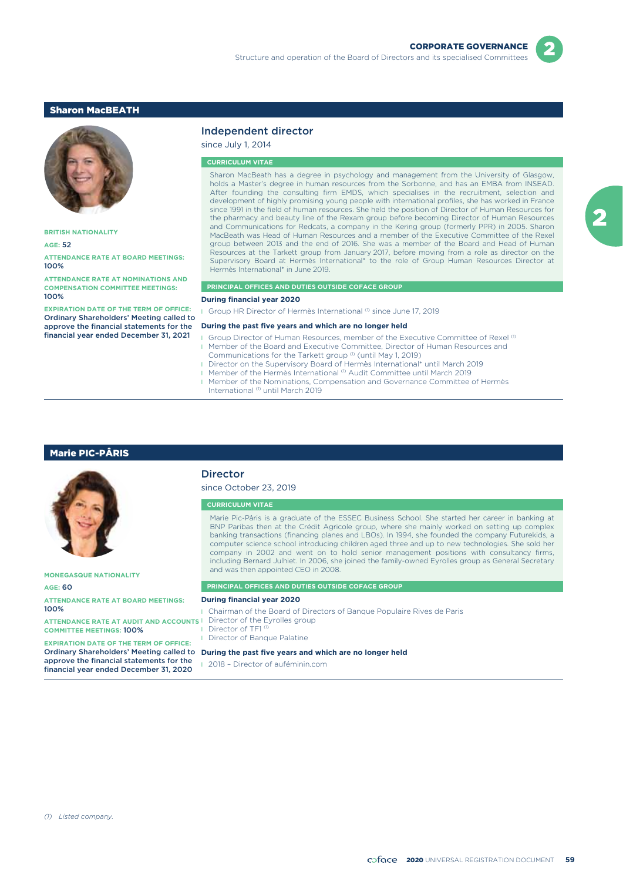## Sharon MacBEATH

**BRITISH NATIONALITY**

**AGE:** 52

**ATTENDANCE RATE AT BOARD MEETINGS:** 100%

**ATTENDANCE RATE AT NOMINATIONS AND COMPENSATION COMMITTEE MEETINGS:** 100%

**EXPIRATION DATE OF THE TERM OF OFFICE:** Ordinary Shareholders' Meeting called to approve the financial statements for the financial year ended December 31, 2021

### Independent director

since July 1, 2014

**CURRICULUM VITAE**

Sharon MacBeath has a degree in psychology and management from the University of Glasgow, holds a Master's degree in human resources from the Sorbonne, and has an EMBA from INSEAD. After founding the consulting firm EMDS, which specialises in the recruitment, selection and development of highly promising young people with international profiles, she has worked in France since 1991 in the field of human resources. She held the position of Director of Human Resources for the pharmacy and beauty line of the Rexam group before becoming Director of Human Resources and Communications for Redcats, a company in the Kering group (formerly PPR) in 2005. Sharon MacBeath was Head of Human Resources and a member of the Executive Committee of the Rexel group between 2013 and the end of 2016. She was a member of the Board and Head of Human Resources at the Tarkett group from January 2017, before moving from a role as director on the Supervisory Board at Hermès International* to the role of Group Human Resources Director at Hermès International* in June 2019.

**PRINCIPAL OFFICES AND DUTIES OUTSIDE COFACE GROUP**

**During financial year 2020**

- Group HR Director of Hermès International [(1)] since June 17, 2019

**During the past five years and which are no longer held**

- Group Director of Human Resources, member of the Executive Committee of Rexel [(1)]
- Member of the Board and Executive Committee, Director of Human Resources and Communications for the Tarkett group [(1)] (until May 1, 2019)
- Director on the Supervisory Board of Hermès International* until March 2019
- Member of the Hermès International [(1)] Audit Committee until March 2019
- Member of the Nominations, Compensation and Governance Committee of Hermès International [(1)] until March 2019

## Marie PIC-PÂRIS

**MONEGASQUE NATIONALITY**

**AGE:** 60

**ATTENDANCE RATE AT BOARD MEETINGS:** 100%

**ATTENDANCE RATE AT AUDIT AND ACCOUNTS COMMITTEE MEETINGS:** 100%

**EXPIRATION DATE OF THE TERM OF OFFICE:** Ordinary Shareholders' Meeting called to approve the financial statements for the financial year ended December 31, 2020

### Director

since October 23, 2019

**CURRICULUM VITAE**

Marie Pic-Pâris is a graduate of the ESSEC Business School. She started her career in banking at BNP Paribas then at the Crédit Agricole group, where she mainly worked on setting up complex banking transactions (financing planes and LBOs). In 1994, she founded the company Futurekids, a computer science school introducing children aged three and up to new technologies. She sold her company in 2002 and went on to hold senior management positions with consultancy firms, including Bernard Julhiet. In 2006, she joined the family-owned Eyrolles group as General Secretary and was then appointed CEO in 2008.

**PRINCIPAL OFFICES AND DUTIES OUTSIDE COFACE GROUP**

**During financial year 2020**

- Chairman of the Board of Directors of Banque Populaire Rives de Paris
- Director of the Eyrolles group
- Director of TF1 [(1)]
- Director of Banque Palatine

**During the past five years and which are no longer held**

- 2018 – Director of auféminin.com

*(1) Listed company.*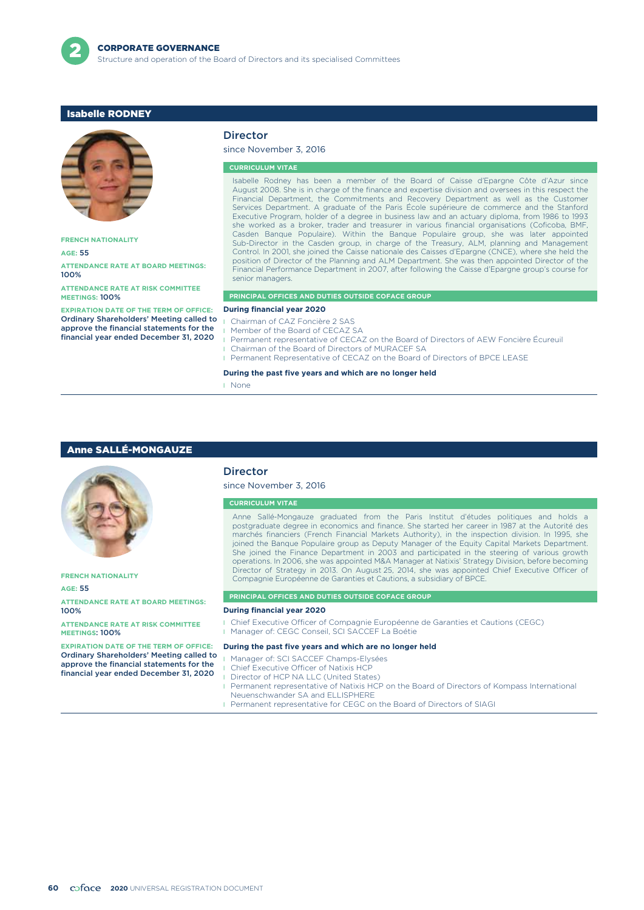## Isabelle RODNEY

**FRENCH NATIONALITY**

**AGE:** 55

**ATTENDANCE RATE AT BOARD MEETINGS:** 100%

**ATTENDANCE RATE AT RISK COMMITTEE MEETINGS:** 100%

**EXPIRATION DATE OF THE TERM OF OFFICE:** Ordinary Shareholders' Meeting called to approve the financial statements for the financial year ended December 31, 2020

### Director

since November 3, 2016

#### CURRICULUM VITAE

Isabelle Rodney has been a member of the Board of Caisse d'Epargne Côte d'Azur since August 2008. She is in charge of the finance and expertise division and oversees in this respect the Financial Department, the Commitments and Recovery Department as well as the Customer Services Department. A graduate of the Paris École supérieure de commerce and the Stanford Executive Program, holder of a degree in business law and an actuary diploma, from 1986 to 1993 she worked as a broker, trader and treasurer in various financial organisations (Coficoba, BMF, Casden Banque Populaire). Within the Banque Populaire group, she was later appointed Sub-Director in the Casden group, in charge of the Treasury, ALM, planning and Management Control. In 2001, she joined the Caisse nationale des Caisses d'Epargne (CNCE), where she held the position of Director of the Planning and ALM Department. She was then appointed Director of the Financial Performance Department in 2007, after following the Caisse d'Epargne group's course for senior managers.

#### PRINCIPAL OFFICES AND DUTIES OUTSIDE COFACE GROUP

**During financial year 2020**

- Chairman of CAZ Foncière 2 SAS
- Member of the Board of CECAZ SA
- Permanent representative of CECAZ on the Board of Directors of AEW Foncière Écureuil
- Chairman of the Board of Directors of MURACEF SA
- Permanent Representative of CECAZ on the Board of Directors of BPCE LEASE

**During the past five years and which are no longer held**

- None

## Anne SALLÉ-MONGAUZE

**FRENCH NATIONALITY**

**AGE:** 55

**ATTENDANCE RATE AT BOARD MEETINGS:** 100%

**ATTENDANCE RATE AT RISK COMMITTEE MEETINGS:** 100%

**EXPIRATION DATE OF THE TERM OF OFFICE:** Ordinary Shareholders' Meeting called to approve the financial statements for the financial year ended December 31, 2020

### Director

since November 3, 2016

#### CURRICULUM VITAE

Anne Sallé-Mongauze graduated from the Paris Institut d'études politiques and holds a postgraduate degree in economics and finance. She started her career in 1987 at the Autorité des marchés financiers (French Financial Markets Authority), in the inspection division. In 1995, she joined the Banque Populaire group as Deputy Manager of the Equity Capital Markets Department. She joined the Finance Department in 2003 and participated in the steering of various growth operations. In 2006, she was appointed M&A Manager at Natixis' Strategy Division, before becoming Director of Strategy in 2013. On August 25, 2014, she was appointed Chief Executive Officer of Compagnie Européenne de Garanties et Cautions, a subsidiary of BPCE.

#### PRINCIPAL OFFICES AND DUTIES OUTSIDE COFACE GROUP

**During financial year 2020**

- Chief Executive Officer of Compagnie Européenne de Garanties et Cautions (CEGC)
- Manager of: CEGC Conseil, SCI SACCEF La Boétie

**During the past five years and which are no longer held**

- Manager of: SCI SACCEF Champs-Elysées
- Chief Executive Officer of Natixis HCP
- Director of HCP NA LLC (United States)
- Permanent representative of Natixis HCP on the Board of Directors of Kompass International Neuenschwander SA and ELLISPHERE
- Permanent representative for CEGC on the Board of Directors of SIAGI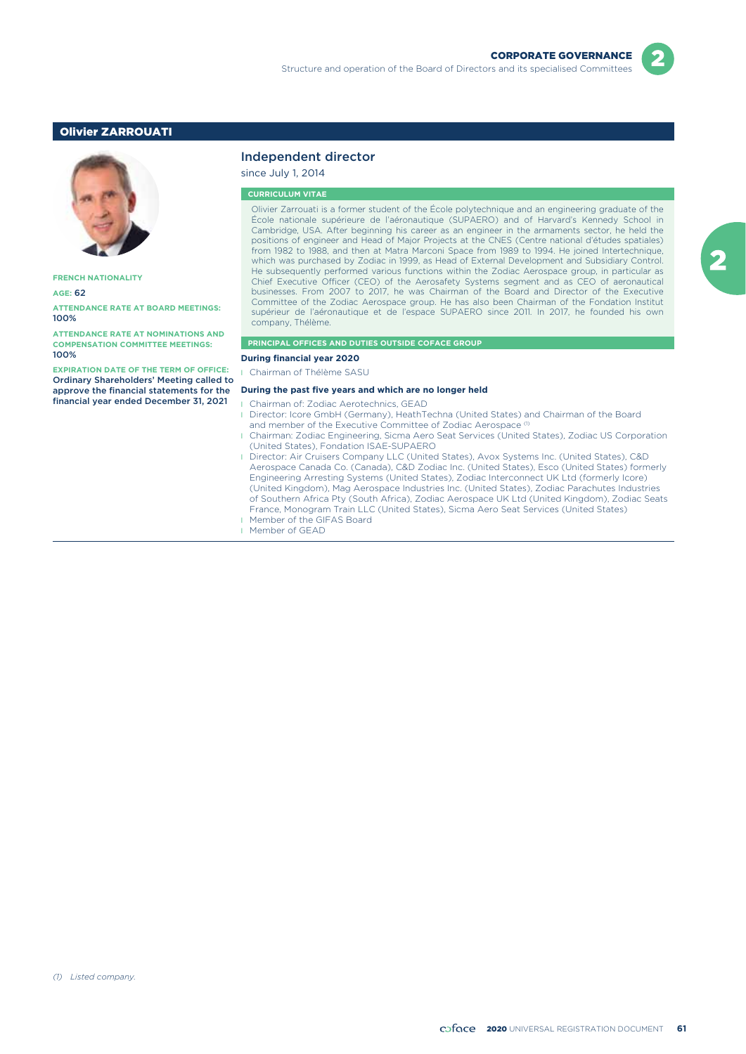## Olivier ZARROUATI

**FRENCH NATIONALITY**

**AGE:** 62

**ATTENDANCE RATE AT BOARD MEETINGS:** 100%

**ATTENDANCE RATE AT NOMINATIONS AND COMPENSATION COMMITTEE MEETINGS:** 100%

**EXPIRATION DATE OF THE TERM OF OFFICE:** Ordinary Shareholders' Meeting called to approve the financial statements for the financial year ended December 31, 2021

### Independent director

since July 1, 2014

#### CURRICULUM VITAE

Olivier Zarrouati is a former student of the École polytechnique and an engineering graduate of the École nationale supérieure de l'aéronautique (SUPAERO) and of Harvard's Kennedy School in Cambridge, USA. After beginning his career as an engineer in the armaments sector, he held the positions of engineer and Head of Major Projects at the CNES (Centre national d'études spatiales) from 1982 to 1988, and then at Matra Marconi Space from 1989 to 1994. He joined Intertechnique, which was purchased by Zodiac in 1999, as Head of External Development and Subsidiary Control. He subsequently performed various functions within the Zodiac Aerospace group, in particular as Chief Executive Officer (CEO) of the Aerosafety Systems segment and as CEO of aeronautical businesses. From 2007 to 2017, he was Chairman of the Board and Director of the Executive Committee of the Zodiac Aerospace group. He has also been Chairman of the Fondation Institut supérieur de l'aéronautique et de l'espace SUPAERO since 2011. In 2017, he founded his own company, Thélème.

#### PRINCIPAL OFFICES AND DUTIES OUTSIDE COFACE GROUP

**During financial year 2020**

- Chairman of Thélème SASU

**During the past five years and which are no longer held**

- Chairman of: Zodiac Aerotechnics, GEAD
- Director: Icore GmbH (Germany), HeathTechna (United States) and Chairman of the Board and member of the Executive Committee of Zodiac Aerospace [(1)]
- Chairman: Zodiac Engineering, Sicma Aero Seat Services (United States), Zodiac US Corporation (United States), Fondation ISAE-SUPAERO
- Director: Air Cruisers Company LLC (United States), Avox Systems Inc. (United States), C&D Aerospace Canada Co. (Canada), C&D Zodiac Inc. (United States), Esco (United States) formerly Engineering Arresting Systems (United States), Zodiac Interconnect UK Ltd (formerly Icore) (United Kingdom), Mag Aerospace Industries Inc. (United States), Zodiac Parachutes Industries of Southern Africa Pty (South Africa), Zodiac Aerospace UK Ltd (United Kingdom), Zodiac Seats France, Monogram Train LLC (United States), Sicma Aero Seat Services (United States)
- Member of the GIFAS Board
- Member of GEAD

*(1) Listed company.*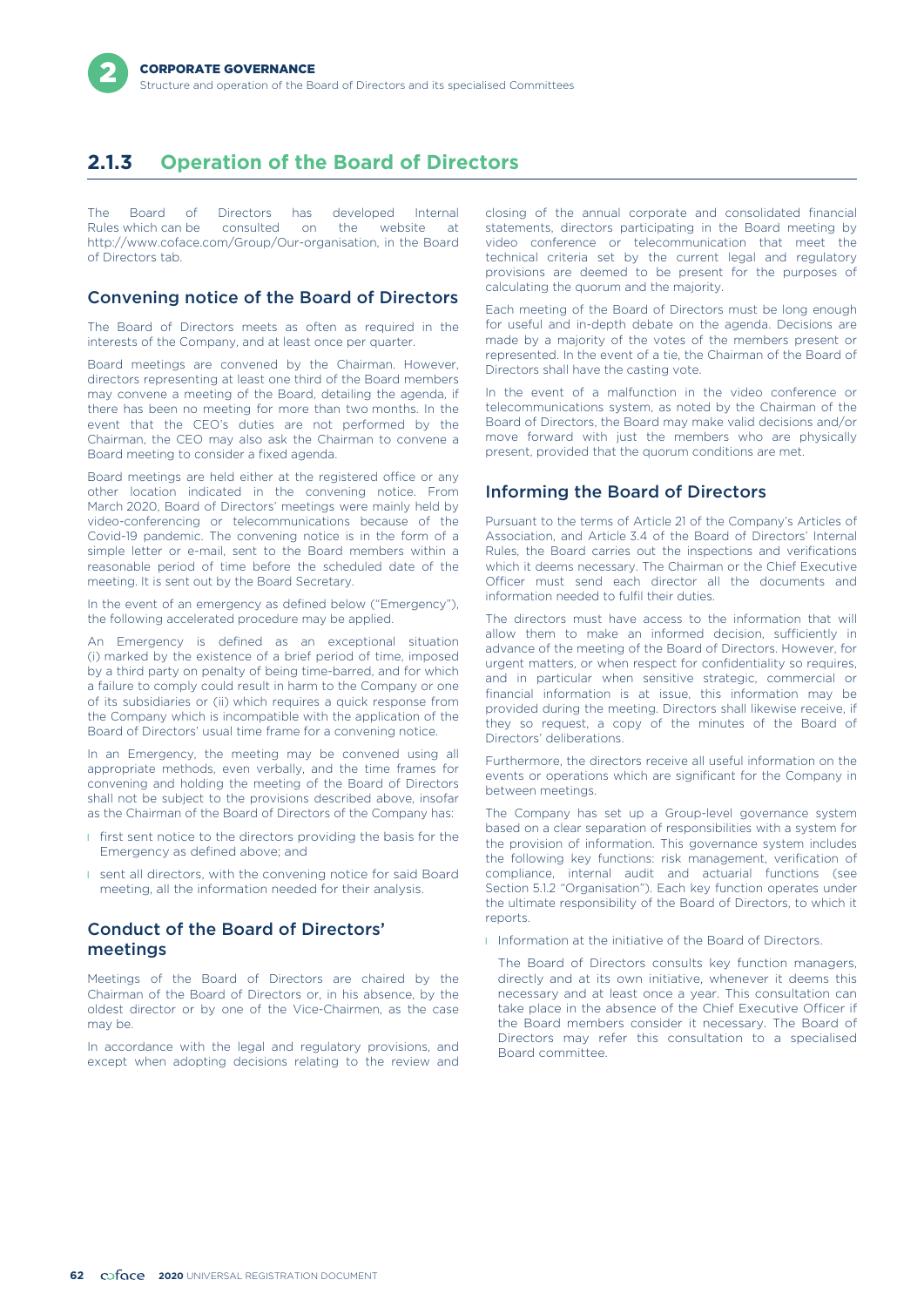## 2.1.3 Operation of the Board of Directors

The Board of Directors has developed Internal Rules which can be consulted on the website at http://www.coface.com/Group/Our-organisation, in the Board of Directors tab.

### Convening notice of the Board of Directors

The Board of Directors meets as often as required in the interests of the Company, and at least once per quarter.

Board meetings are convened by the Chairman. However, directors representing at least one third of the Board members may convene a meeting of the Board, detailing the agenda, if there has been no meeting for more than two months. In the event that the CEO's duties are not performed by the Chairman, the CEO may also ask the Chairman to convene a Board meeting to consider a fixed agenda.

Board meetings are held either at the registered office or any other location indicated in the convening notice. From March 2020, Board of Directors' meetings were mainly held by video-conferencing or telecommunications because of the Covid-19 pandemic. The convening notice is in the form of a simple letter or e-mail, sent to the Board members within a reasonable period of time before the scheduled date of the meeting. It is sent out by the Board Secretary.

In the event of an emergency as defined below ("Emergency"), the following accelerated procedure may be applied.

An Emergency is defined as an exceptional situation (i) marked by the existence of a brief period of time, imposed by a third party on penalty of being time-barred, and for which a failure to comply could result in harm to the Company or one of its subsidiaries or (ii) which requires a quick response from the Company which is incompatible with the application of the Board of Directors' usual time frame for a convening notice.

In an Emergency, the meeting may be convened using all appropriate methods, even verbally, and the time frames for convening and holding the meeting of the Board of Directors shall not be subject to the provisions described above, insofar as the Chairman of the Board of Directors of the Company has:

- first sent notice to the directors providing the basis for the Emergency as defined above; and
- sent all directors, with the convening notice for said Board meeting, all the information needed for their analysis.

### Conduct of the Board of Directors' meetings

Meetings of the Board of Directors are chaired by the Chairman of the Board of Directors or, in his absence, by the oldest director or by one of the Vice-Chairmen, as the case may be.

In accordance with the legal and regulatory provisions, and except when adopting decisions relating to the review and closing of the annual corporate and consolidated financial statements, directors participating in the Board meeting by video conference or telecommunication that meet the technical criteria set by the current legal and regulatory provisions are deemed to be present for the purposes of calculating the quorum and the majority.

Each meeting of the Board of Directors must be long enough for useful and in-depth debate on the agenda. Decisions are made by a majority of the votes of the members present or represented. In the event of a tie, the Chairman of the Board of Directors shall have the casting vote.

In the event of a malfunction in the video conference or telecommunications system, as noted by the Chairman of the Board of Directors, the Board may make valid decisions and/or move forward with just the members who are physically present, provided that the quorum conditions are met.

### Informing the Board of Directors

Pursuant to the terms of Article 21 of the Company's Articles of Association, and Article 3.4 of the Board of Directors' Internal Rules, the Board carries out the inspections and verifications which it deems necessary. The Chairman or the Chief Executive Officer must send each director all the documents and information needed to fulfil their duties.

The directors must have access to the information that will allow them to make an informed decision, sufficiently in advance of the meeting of the Board of Directors. However, for urgent matters, or when respect for confidentiality so requires, and in particular when sensitive strategic, commercial or financial information is at issue, this information may be provided during the meeting. Directors shall likewise receive, if they so request, a copy of the minutes of the Board of Directors' deliberations.

Furthermore, the directors receive all useful information on the events or operations which are significant for the Company in between meetings.

The Company has set up a Group-level governance system based on a clear separation of responsibilities with a system for the provision of information. This governance system includes the following key functions: risk management, verification of compliance, internal audit and actuarial functions (see Section 5.1.2 "Organisation"). Each key function operates under the ultimate responsibility of the Board of Directors, to which it reports.

- Information at the initiative of the Board of Directors.

  The Board of Directors consults key function managers, directly and at its own initiative, whenever it deems this necessary and at least once a year. This consultation can take place in the absence of the Chief Executive Officer if the Board members consider it necessary. The Board of Directors may refer this consultation to a specialised Board committee.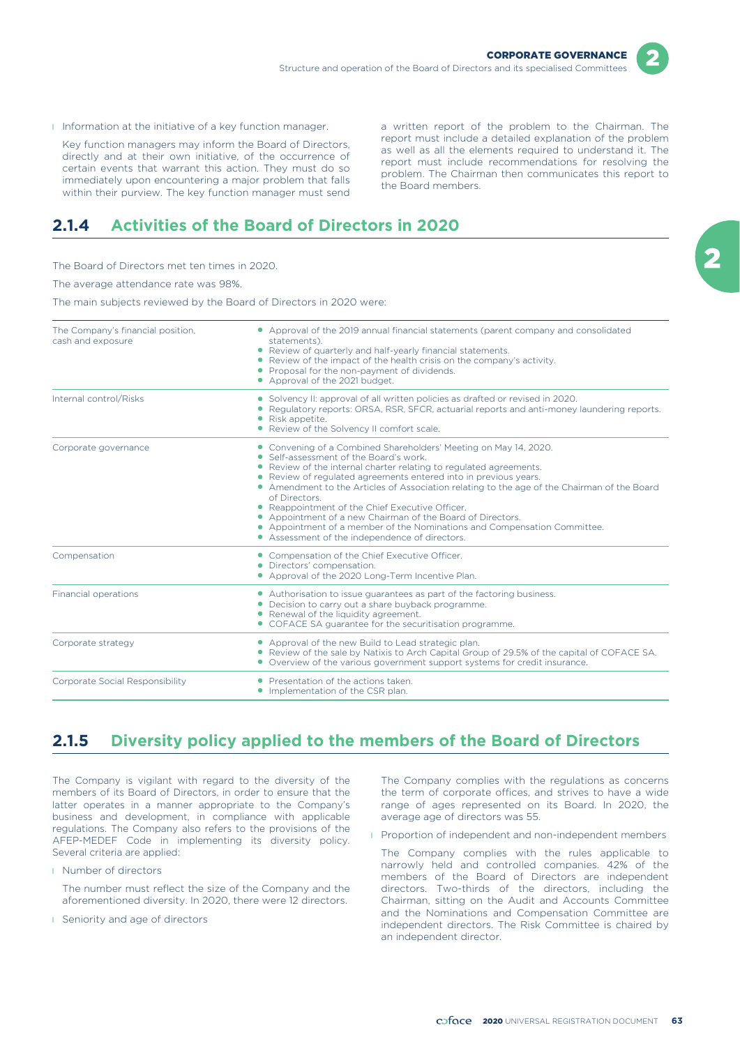- Information at the initiative of a key function manager.

  Key function managers may inform the Board of Directors, directly and at their own initiative, of the occurrence of certain events that warrant this action. They must do so immediately upon encountering a major problem that falls within their purview. The key function manager must send a written report of the problem to the Chairman. The report must include a detailed explanation of the problem as well as all the elements required to understand it. The report must include recommendations for resolving the problem. The Chairman then communicates this report to the Board members.

## 2.1.4 Activities of the Board of Directors in 2020

The Board of Directors met ten times in 2020.

The average attendance rate was 98%.

The main subjects reviewed by the Board of Directors in 2020 were:

| | |
|---|---|
| The Company's financial position, cash and exposure | • Approval of the 2019 annual financial statements (parent company and consolidated statements).<br>• Review of quarterly and half-yearly financial statements.<br>• Review of the impact of the health crisis on the company's activity.<br>• Proposal for the non-payment of dividends.<br>• Approval of the 2021 budget. |
| Internal control/Risks | • Solvency II: approval of all written policies as drafted or revised in 2020.<br>• Regulatory reports: ORSA, RSR, SFCR, actuarial reports and anti-money laundering reports.<br>• Risk appetite.<br>• Review of the Solvency II comfort scale. |
| Corporate governance | • Convening of a Combined Shareholders' Meeting on May 14, 2020.<br>• Self-assessment of the Board's work.<br>• Review of the internal charter relating to regulated agreements.<br>• Review of regulated agreements entered into in previous years.<br>• Amendment to the Articles of Association relating to the age of the Chairman of the Board of Directors.<br>• Reappointment of the Chief Executive Officer.<br>• Appointment of a new Chairman of the Board of Directors.<br>• Appointment of a member of the Nominations and Compensation Committee.<br>• Assessment of the independence of directors. |
| Compensation | • Compensation of the Chief Executive Officer.<br>• Directors' compensation.<br>• Approval of the 2020 Long-Term Incentive Plan. |
| Financial operations | • Authorisation to issue guarantees as part of the factoring business.<br>• Decision to carry out a share buyback programme.<br>• Renewal of the liquidity agreement.<br>• COFACE SA guarantee for the securitisation programme. |
| Corporate strategy | • Approval of the new Build to Lead strategic plan.<br>• Review of the sale by Natixis to Arch Capital Group of 29.5% of the capital of COFACE SA.<br>• Overview of the various government support systems for credit insurance. |
| Corporate Social Responsibility | • Presentation of the actions taken.<br>• Implementation of the CSR plan. |

## 2.1.5 Diversity policy applied to the members of the Board of Directors

The Company is vigilant with regard to the diversity of the members of its Board of Directors, in order to ensure that the latter operates in a manner appropriate to the Company's business and development, in compliance with applicable regulations. The Company also refers to the provisions of the AFEP-MEDEF Code in implementing its diversity policy. Several criteria are applied:

- Number of directors

  The number must reflect the size of the Company and the aforementioned diversity. In 2020, there were 12 directors.

- Seniority and age of directors

  The Company complies with the regulations as concerns the term of corporate offices, and strives to have a wide range of ages represented on its Board. In 2020, the average age of directors was 55.

- Proportion of independent and non-independent members

  The Company complies with the rules applicable to narrowly held and controlled companies. 42% of the members of the Board of Directors are independent directors. Two-thirds of the directors, including the Chairman, sitting on the Audit and Accounts Committee and the Nominations and Compensation Committee are independent directors. The Risk Committee is chaired by an independent director.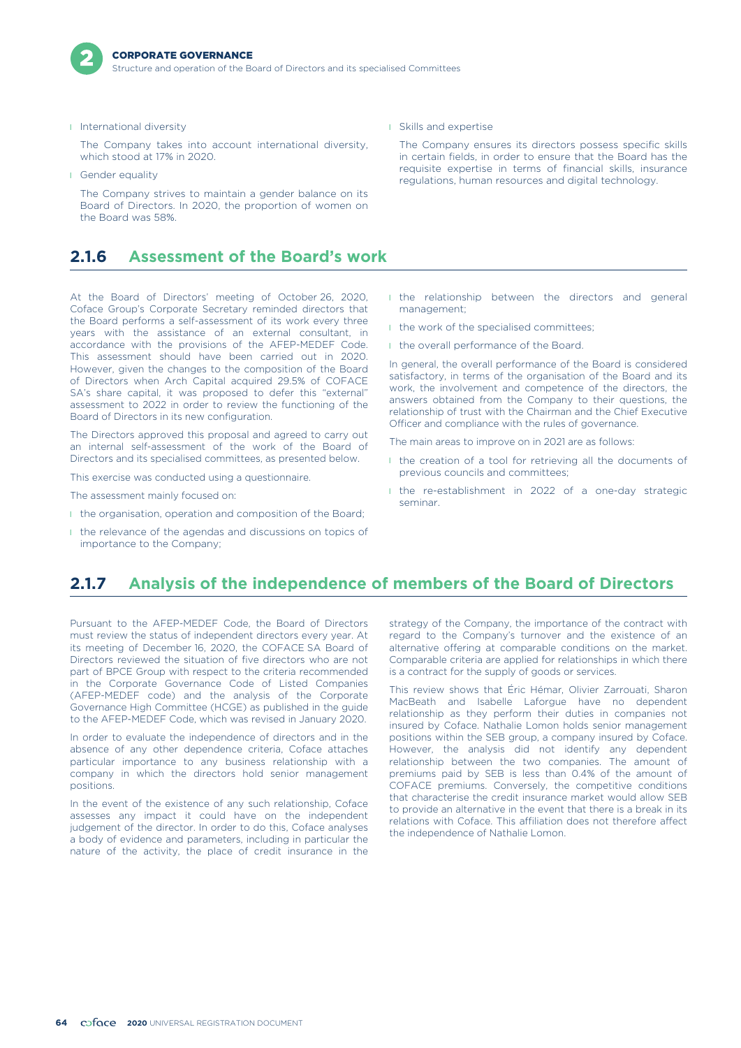- International diversity

  The Company takes into account international diversity, which stood at 17% in 2020.

- Gender equality

  The Company strives to maintain a gender balance on its Board of Directors. In 2020, the proportion of women on the Board was 58%.

- Skills and expertise

  The Company ensures its directors possess specific skills in certain fields, in order to ensure that the Board has the requisite expertise in terms of financial skills, insurance regulations, human resources and digital technology.

## 2.1.6 Assessment of the Board's work

At the Board of Directors' meeting of October 26, 2020, Coface Group's Corporate Secretary reminded directors that the Board performs a self-assessment of its work every three years with the assistance of an external consultant, in accordance with the provisions of the AFEP-MEDEF Code. This assessment should have been carried out in 2020. However, given the changes to the composition of the Board of Directors when Arch Capital acquired 29.5% of COFACE SA's share capital, it was proposed to defer this "external" assessment to 2022 in order to review the functioning of the Board of Directors in its new configuration.

The Directors approved this proposal and agreed to carry out an internal self-assessment of the work of the Board of Directors and its specialised committees, as presented below.

This exercise was conducted using a questionnaire.

The assessment mainly focused on:

- the organisation, operation and composition of the Board;
- the relevance of the agendas and discussions on topics of importance to the Company;
- the relationship between the directors and general management;
- the work of the specialised committees;
- the overall performance of the Board.

In general, the overall performance of the Board is considered satisfactory, in terms of the organisation of the Board and its work, the involvement and competence of the directors, the answers obtained from the Company to their questions, the relationship of trust with the Chairman and the Chief Executive Officer and compliance with the rules of governance.

The main areas to improve on in 2021 are as follows:

- the creation of a tool for retrieving all the documents of previous councils and committees;
- the re-establishment in 2022 of a one-day strategic seminar.

## 2.1.7 Analysis of the independence of members of the Board of Directors

Pursuant to the AFEP-MEDEF Code, the Board of Directors must review the status of independent directors every year. At its meeting of December 16, 2020, the COFACE SA Board of Directors reviewed the situation of five directors who are not part of BPCE Group with respect to the criteria recommended in the Corporate Governance Code of Listed Companies (AFEP-MEDEF code) and the analysis of the Corporate Governance High Committee (HCGE) as published in the guide to the AFEP-MEDEF Code, which was revised in January 2020.

In order to evaluate the independence of directors and in the absence of any other dependence criteria, Coface attaches particular importance to any business relationship with a company in which the directors hold senior management positions.

In the event of the existence of any such relationship, Coface assesses any impact it could have on the independent judgement of the director. In order to do this, Coface analyses a body of evidence and parameters, including in particular the nature of the activity, the place of credit insurance in the strategy of the Company, the importance of the contract with regard to the Company's turnover and the existence of an alternative offering at comparable conditions on the market. Comparable criteria are applied for relationships in which there is a contract for the supply of goods or services.

This review shows that Éric Hémar, Olivier Zarrouati, Sharon MacBeath and Isabelle Laforgue have no dependent relationship as they perform their duties in companies not insured by Coface. Nathalie Lomon holds senior management positions within the SEB group, a company insured by Coface. However, the analysis did not identify any dependent relationship between the two companies. The amount of premiums paid by SEB is less than 0.4% of the amount of COFACE premiums. Conversely, the competitive conditions that characterise the credit insurance market would allow SEB to provide an alternative in the event that there is a break in its relations with Coface. This affiliation does not therefore affect the independence of Nathalie Lomon.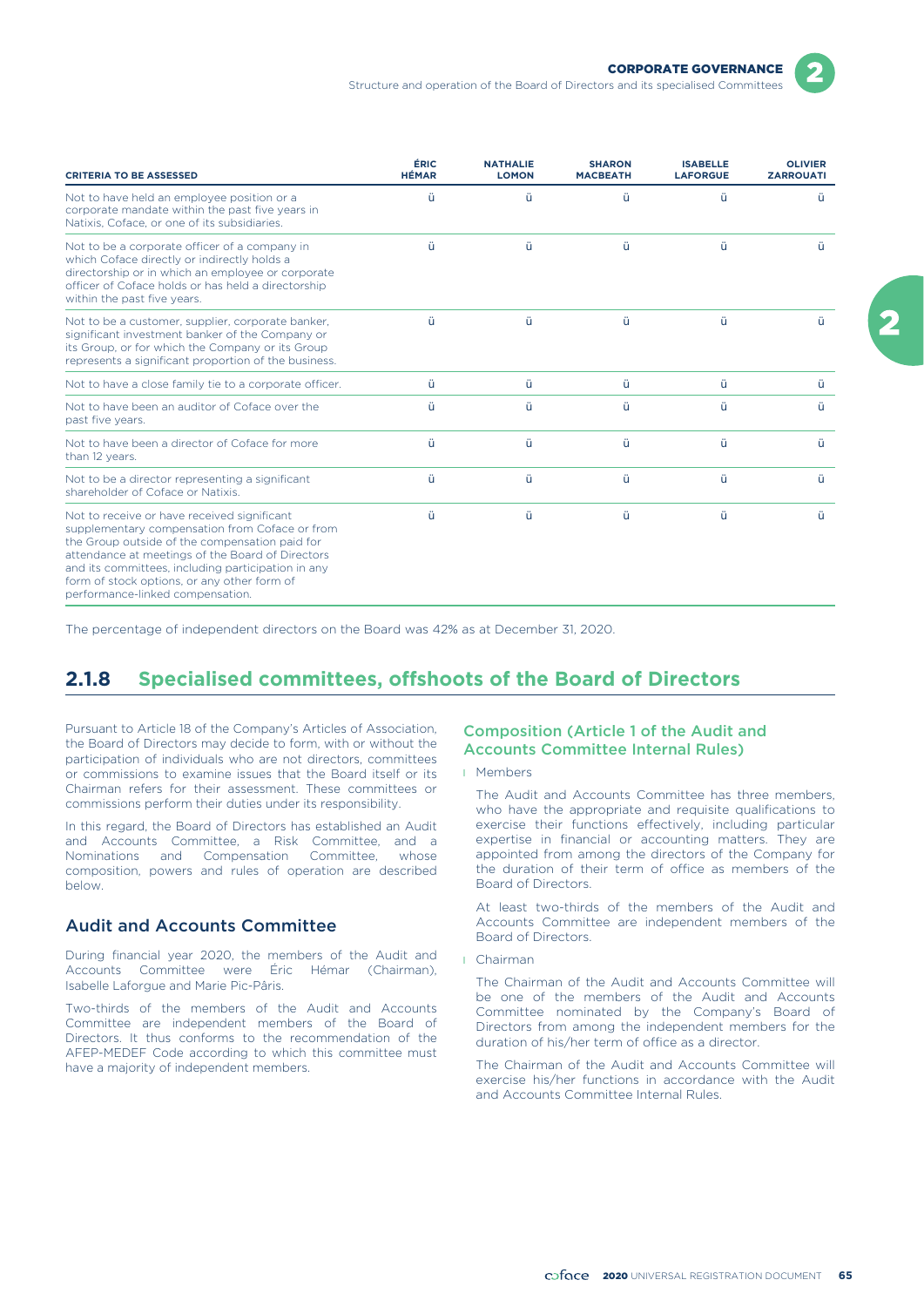| CRITERIA TO BE ASSESSED | ÉRIC HÉMAR | NATHALIE LOMON | SHARON MACBEATH | ISABELLE LAFORGUE | OLIVIER ZARROUATI |
|---|---|---|---|---|---|
| Not to have held an employee position or a corporate mandate within the past five years in Natixis, Coface, or one of its subsidiaries. | ü | ü | ü | ü | ü |
| Not to be a corporate officer of a company in which Coface directly or indirectly holds a directorship or in which an employee or corporate officer of Coface holds or has held a directorship within the past five years. | ü | ü | ü | ü | ü |
| Not to be a customer, supplier, corporate banker, significant investment banker of the Company or its Group, or for which the Company or its Group represents a significant proportion of the business. | ü | ü | ü | ü | ü |
| Not to have a close family tie to a corporate officer. | ü | ü | ü | ü | ü |
| Not to have been an auditor of Coface over the past five years. | ü | ü | ü | ü | ü |
| Not to have been a director of Coface for more than 12 years. | ü | ü | ü | ü | ü |
| Not to be a director representing a significant shareholder of Coface or Natixis. | ü | ü | ü | ü | ü |
| Not to receive or have received significant supplementary compensation from Coface or from the Group outside of the compensation paid for attendance at meetings of the Board of Directors and its committees, including participation in any form of stock options, or any other form of performance-linked compensation. | ü | ü | ü | ü | ü |

The percentage of independent directors on the Board was 42% as at December 31, 2020.

## 2.1.8 Specialised committees, offshoots of the Board of Directors

Pursuant to Article 18 of the Company's Articles of Association, the Board of Directors may decide to form, with or without the participation of individuals who are not directors, committees or commissions to examine issues that the Board itself or its Chairman refers for their assessment. These committees or commissions perform their duties under its responsibility.

In this regard, the Board of Directors has established an Audit and Accounts Committee, a Risk Committee, and a Nominations and Compensation Committee, whose composition, powers and rules of operation are described below.

### Audit and Accounts Committee

During financial year 2020, the members of the Audit and Accounts Committee were Éric Hémar (Chairman), Isabelle Laforgue and Marie Pic-Pâris.

Two-thirds of the members of the Audit and Accounts Committee are independent members of the Board of Directors. It thus conforms to the recommendation of the AFEP-MEDEF Code according to which this committee must have a majority of independent members.

### Composition (Article 1 of the Audit and Accounts Committee Internal Rules)

- Members

  The Audit and Accounts Committee has three members, who have the appropriate and requisite qualifications to exercise their functions effectively, including particular expertise in financial or accounting matters. They are appointed from among the directors of the Company for the duration of their term of office as members of the Board of Directors.

  At least two-thirds of the members of the Audit and Accounts Committee are independent members of the Board of Directors.

- Chairman

  The Chairman of the Audit and Accounts Committee will be one of the members of the Audit and Accounts Committee nominated by the Company's Board of Directors from among the independent members for the duration of his/her term of office as a director.

  The Chairman of the Audit and Accounts Committee will exercise his/her functions in accordance with the Audit and Accounts Committee Internal Rules.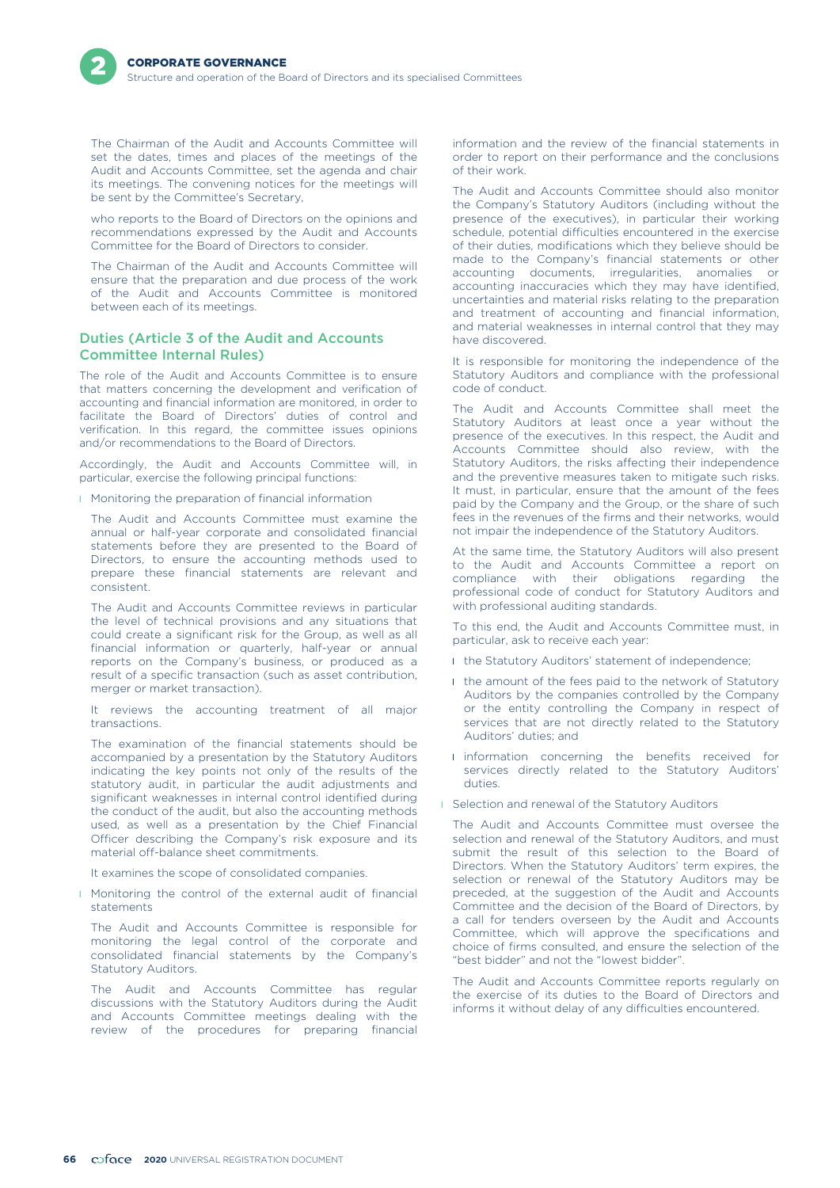The Chairman of the Audit and Accounts Committee will set the dates, times and places of the meetings of the Audit and Accounts Committee, set the agenda and chair its meetings. The convening notices for the meetings will be sent by the Committee's Secretary,

who reports to the Board of Directors on the opinions and recommendations expressed by the Audit and Accounts Committee for the Board of Directors to consider.

The Chairman of the Audit and Accounts Committee will ensure that the preparation and due process of the work of the Audit and Accounts Committee is monitored between each of its meetings.

### Duties (Article 3 of the Audit and Accounts Committee Internal Rules)

The role of the Audit and Accounts Committee is to ensure that matters concerning the development and verification of accounting and financial information are monitored, in order to facilitate the Board of Directors' duties of control and verification. In this regard, the committee issues opinions and/or recommendations to the Board of Directors.

Accordingly, the Audit and Accounts Committee will, in particular, exercise the following principal functions:

- Monitoring the preparation of financial information

  The Audit and Accounts Committee must examine the annual or half-year corporate and consolidated financial statements before they are presented to the Board of Directors, to ensure the accounting methods used to prepare these financial statements are relevant and consistent.

  The Audit and Accounts Committee reviews in particular the level of technical provisions and any situations that could create a significant risk for the Group, as well as all financial information or quarterly, half-year or annual reports on the Company's business, or produced as a result of a specific transaction (such as asset contribution, merger or market transaction).

  It reviews the accounting treatment of all major transactions.

  The examination of the financial statements should be accompanied by a presentation by the Statutory Auditors indicating the key points not only of the results of the statutory audit, in particular the audit adjustments and significant weaknesses in internal control identified during the conduct of the audit, but also the accounting methods used, as well as a presentation by the Chief Financial Officer describing the Company's risk exposure and its material off-balance sheet commitments.

  It examines the scope of consolidated companies.

- Monitoring the control of the external audit of financial statements

  The Audit and Accounts Committee is responsible for monitoring the legal control of the corporate and consolidated financial statements by the Company's Statutory Auditors.

  The Audit and Accounts Committee has regular discussions with the Statutory Auditors during the Audit and Accounts Committee meetings dealing with the review of the procedures for preparing financial information and the review of the financial statements in order to report on their performance and the conclusions of their work.

  The Audit and Accounts Committee should also monitor the Company's Statutory Auditors (including without the presence of the executives), in particular their working schedule, potential difficulties encountered in the exercise of their duties, modifications which they believe should be made to the Company's financial statements or other accounting documents, irregularities, anomalies or accounting inaccuracies which they may have identified, uncertainties and material risks relating to the preparation and treatment of accounting and financial information, and material weaknesses in internal control that they may have discovered.

  It is responsible for monitoring the independence of the Statutory Auditors and compliance with the professional code of conduct.

  The Audit and Accounts Committee shall meet the Statutory Auditors at least once a year without the presence of the executives. In this respect, the Audit and Accounts Committee should also review, with the Statutory Auditors, the risks affecting their independence and the preventive measures taken to mitigate such risks. It must, in particular, ensure that the amount of the fees paid by the Company and the Group, or the share of such fees in the revenues of the firms and their networks, would not impair the independence of the Statutory Auditors.

  At the same time, the Statutory Auditors will also present to the Audit and Accounts Committee a report on compliance with their obligations regarding the professional code of conduct for Statutory Auditors and with professional auditing standards.

  To this end, the Audit and Accounts Committee must, in particular, ask to receive each year:

  - the Statutory Auditors' statement of independence;
  - the amount of the fees paid to the network of Statutory Auditors by the companies controlled by the Company or the entity controlling the Company in respect of services that are not directly related to the Statutory Auditors' duties; and
  - information concerning the benefits received for services directly related to the Statutory Auditors' duties.

- Selection and renewal of the Statutory Auditors

  The Audit and Accounts Committee must oversee the selection and renewal of the Statutory Auditors, and must submit the result of this selection to the Board of Directors. When the Statutory Auditors' term expires, the selection or renewal of the Statutory Auditors may be preceded, at the suggestion of the Audit and Accounts Committee and the decision of the Board of Directors, by a call for tenders overseen by the Audit and Accounts Committee, which will approve the specifications and choice of firms consulted, and ensure the selection of the "best bidder" and not the "lowest bidder".

The Audit and Accounts Committee reports regularly on the exercise of its duties to the Board of Directors and informs it without delay of any difficulties encountered.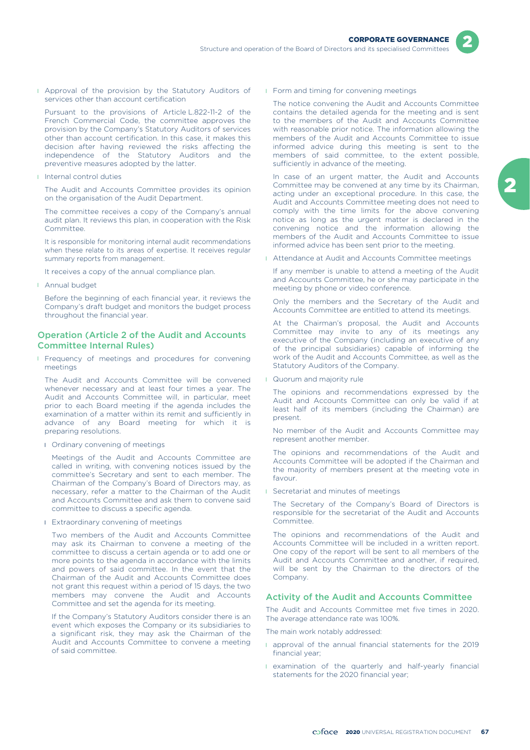- Approval of the provision by the Statutory Auditors of services other than account certification

  Pursuant to the provisions of Article L.822-11-2 of the French Commercial Code, the committee approves the provision by the Company's Statutory Auditors of services other than account certification. In this case, it makes this decision after having reviewed the risks affecting the independence of the Statutory Auditors and the preventive measures adopted by the latter.

- Internal control duties

  The Audit and Accounts Committee provides its opinion on the organisation of the Audit Department.

  The committee receives a copy of the Company's annual audit plan. It reviews this plan, in cooperation with the Risk Committee.

  It is responsible for monitoring internal audit recommendations when these relate to its areas of expertise. It receives regular summary reports from management.

  It receives a copy of the annual compliance plan.

- Annual budget

  Before the beginning of each financial year, it reviews the Company's draft budget and monitors the budget process throughout the financial year.

### Operation (Article 2 of the Audit and Accounts Committee Internal Rules)

- Frequency of meetings and procedures for convening meetings

  The Audit and Accounts Committee will be convened whenever necessary and at least four times a year. The Audit and Accounts Committee will, in particular, meet prior to each Board meeting if the agenda includes the examination of a matter within its remit and sufficiently in advance of any Board meeting for which it is preparing resolutions.

  - Ordinary convening of meetings

    Meetings of the Audit and Accounts Committee are called in writing, with convening notices issued by the committee's Secretary and sent to each member. The Chairman of the Company's Board of Directors may, as necessary, refer a matter to the Chairman of the Audit and Accounts Committee and ask them to convene said committee to discuss a specific agenda.

  - Extraordinary convening of meetings

    Two members of the Audit and Accounts Committee may ask its Chairman to convene a meeting of the committee to discuss a certain agenda or to add one or more points to the agenda in accordance with the limits and powers of said committee. In the event that the Chairman of the Audit and Accounts Committee does not grant this request within a period of 15 days, the two members may convene the Audit and Accounts Committee and set the agenda for its meeting.

    If the Company's Statutory Auditors consider there is an event which exposes the Company or its subsidiaries to a significant risk, they may ask the Chairman of the Audit and Accounts Committee to convene a meeting of said committee.

- Form and timing for convening meetings

  The notice convening the Audit and Accounts Committee contains the detailed agenda for the meeting and is sent to the members of the Audit and Accounts Committee with reasonable prior notice. The information allowing the members of the Audit and Accounts Committee to issue informed advice during this meeting is sent to the members of said committee, to the extent possible, sufficiently in advance of the meeting.

  In case of an urgent matter, the Audit and Accounts Committee may be convened at any time by its Chairman, acting under an exceptional procedure. In this case, the Audit and Accounts Committee meeting does not need to comply with the time limits for the above convening notice as long as the urgent matter is declared in the convening notice and the information allowing the members of the Audit and Accounts Committee to issue informed advice has been sent prior to the meeting.

- Attendance at Audit and Accounts Committee meetings

  If any member is unable to attend a meeting of the Audit and Accounts Committee, he or she may participate in the meeting by phone or video conference.

  Only the members and the Secretary of the Audit and Accounts Committee are entitled to attend its meetings.

  At the Chairman's proposal, the Audit and Accounts Committee may invite to any of its meetings any executive of the Company (including an executive of any of the principal subsidiaries) capable of informing the work of the Audit and Accounts Committee, as well as the Statutory Auditors of the Company.

- Quorum and majority rule

  The opinions and recommendations expressed by the Audit and Accounts Committee can only be valid if at least half of its members (including the Chairman) are present.

  No member of the Audit and Accounts Committee may represent another member.

  The opinions and recommendations of the Audit and Accounts Committee will be adopted if the Chairman and the majority of members present at the meeting vote in favour.

- Secretariat and minutes of meetings

  The Secretary of the Company's Board of Directors is responsible for the secretariat of the Audit and Accounts Committee.

  The opinions and recommendations of the Audit and Accounts Committee will be included in a written report. One copy of the report will be sent to all members of the Audit and Accounts Committee and another, if required, will be sent by the Chairman to the directors of the Company.

### Activity of the Audit and Accounts Committee

The Audit and Accounts Committee met five times in 2020. The average attendance rate was 100%.

The main work notably addressed:

- approval of the annual financial statements for the 2019 financial year;
- examination of the quarterly and half-yearly financial statements for the 2020 financial year;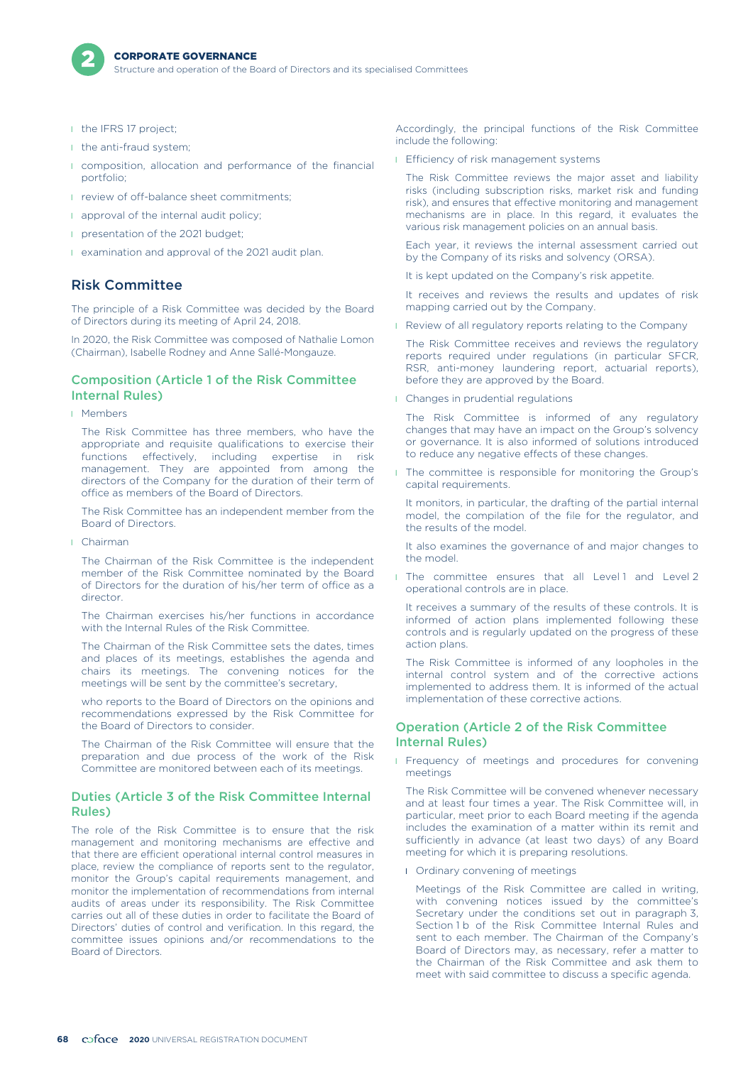- the IFRS 17 project;
- the anti-fraud system;
- composition, allocation and performance of the financial portfolio;
- review of off-balance sheet commitments;
- approval of the internal audit policy;
- presentation of the 2021 budget;
- examination and approval of the 2021 audit plan.

## Risk Committee

The principle of a Risk Committee was decided by the Board of Directors during its meeting of April 24, 2018.

In 2020, the Risk Committee was composed of Nathalie Lomon (Chairman), Isabelle Rodney and Anne Sallé-Mongauze.

### Composition (Article 1 of the Risk Committee Internal Rules)

- Members

  The Risk Committee has three members, who have the appropriate and requisite qualifications to exercise their functions effectively, including expertise in risk management. They are appointed from among the directors of the Company for the duration of their term of office as members of the Board of Directors.

  The Risk Committee has an independent member from the Board of Directors.

- Chairman

  The Chairman of the Risk Committee is the independent member of the Risk Committee nominated by the Board of Directors for the duration of his/her term of office as a director.

  The Chairman exercises his/her functions in accordance with the Internal Rules of the Risk Committee.

  The Chairman of the Risk Committee sets the dates, times and places of its meetings, establishes the agenda and chairs its meetings. The convening notices for the meetings will be sent by the committee's secretary,

  who reports to the Board of Directors on the opinions and recommendations expressed by the Risk Committee for the Board of Directors to consider.

  The Chairman of the Risk Committee will ensure that the preparation and due process of the work of the Risk Committee are monitored between each of its meetings.

### Duties (Article 3 of the Risk Committee Internal Rules)

The role of the Risk Committee is to ensure that the risk management and monitoring mechanisms are effective and that there are efficient operational internal control measures in place, review the compliance of reports sent to the regulator, monitor the Group's capital requirements management, and monitor the implementation of recommendations from internal audits of areas under its responsibility. The Risk Committee carries out all of these duties in order to facilitate the Board of Directors' duties of control and verification. In this regard, the committee issues opinions and/or recommendations to the Board of Directors.

Accordingly, the principal functions of the Risk Committee include the following:

- Efficiency of risk management systems

  The Risk Committee reviews the major asset and liability risks (including subscription risks, market risk and funding risk), and ensures that effective monitoring and management mechanisms are in place. In this regard, it evaluates the various risk management policies on an annual basis.

  Each year, it reviews the internal assessment carried out by the Company of its risks and solvency (ORSA).

  It is kept updated on the Company's risk appetite.

  It receives and reviews the results and updates of risk mapping carried out by the Company.

- Review of all regulatory reports relating to the Company

  The Risk Committee receives and reviews the regulatory reports required under regulations (in particular SFCR, RSR, anti-money laundering report, actuarial reports), before they are approved by the Board.

- Changes in prudential regulations

  The Risk Committee is informed of any regulatory changes that may have an impact on the Group's solvency or governance. It is also informed of solutions introduced to reduce any negative effects of these changes.

- The committee is responsible for monitoring the Group's capital requirements.

  It monitors, in particular, the drafting of the partial internal model, the compilation of the file for the regulator, and the results of the model.

  It also examines the governance of and major changes to the model.

- The committee ensures that all Level 1 and Level 2 operational controls are in place.

  It receives a summary of the results of these controls. It is informed of action plans implemented following these controls and is regularly updated on the progress of these action plans.

  The Risk Committee is informed of any loopholes in the internal control system and of the corrective actions implemented to address them. It is informed of the actual implementation of these corrective actions.

### Operation (Article 2 of the Risk Committee Internal Rules)

- Frequency of meetings and procedures for convening meetings

  The Risk Committee will be convened whenever necessary and at least four times a year. The Risk Committee will, in particular, meet prior to each Board meeting if the agenda includes the examination of a matter within its remit and sufficiently in advance (at least two days) of any Board meeting for which it is preparing resolutions.

  - Ordinary convening of meetings

    Meetings of the Risk Committee are called in writing, with convening notices issued by the committee's Secretary under the conditions set out in paragraph 3, Section 1 b of the Risk Committee Internal Rules and sent to each member. The Chairman of the Company's Board of Directors may, as necessary, refer a matter to the Chairman of the Risk Committee and ask them to meet with said committee to discuss a specific agenda.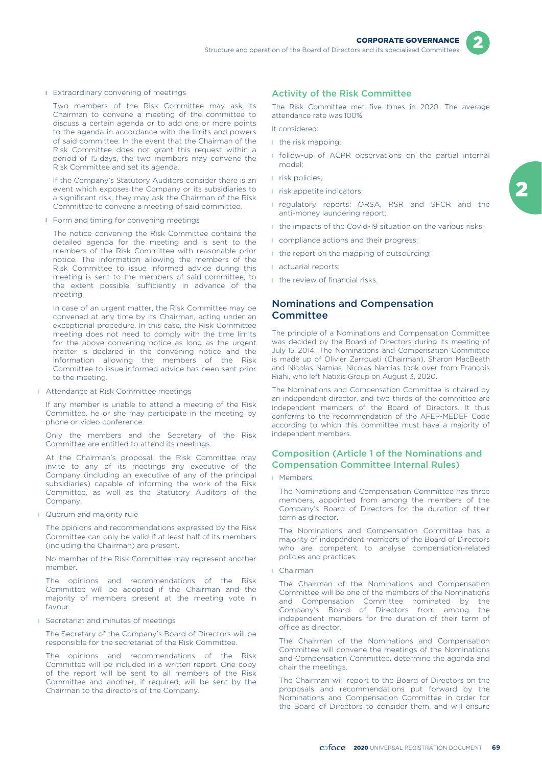- Extraordinary convening of meetings

  Two members of the Risk Committee may ask its Chairman to convene a meeting of the committee to discuss a certain agenda or to add one or more points to the agenda in accordance with the limits and powers of said committee. In the event that the Chairman of the Risk Committee does not grant this request within a period of 15 days, the two members may convene the Risk Committee and set its agenda.

  If the Company's Statutory Auditors consider there is an event which exposes the Company or its subsidiaries to a significant risk, they may ask the Chairman of the Risk Committee to convene a meeting of said committee.

- Form and timing for convening meetings

  The notice convening the Risk Committee contains the detailed agenda for the meeting and is sent to the members of the Risk Committee with reasonable prior notice. The information allowing the members of the Risk Committee to issue informed advice during this meeting is sent to the members of said committee, to the extent possible, sufficiently in advance of the meeting.

  In case of an urgent matter, the Risk Committee may be convened at any time by its Chairman, acting under an exceptional procedure. In this case, the Risk Committee meeting does not need to comply with the time limits for the above convening notice as long as the urgent matter is declared in the convening notice and the information allowing the members of the Risk Committee to issue informed advice has been sent prior to the meeting.

- Attendance at Risk Committee meetings

  If any member is unable to attend a meeting of the Risk Committee, he or she may participate in the meeting by phone or video conference.

  Only the members and the Secretary of the Risk Committee are entitled to attend its meetings.

  At the Chairman's proposal, the Risk Committee may invite to any of its meetings any executive of the Company (including an executive of any of the principal subsidiaries) capable of informing the work of the Risk Committee, as well as the Statutory Auditors of the Company.

- Quorum and majority rule

  The opinions and recommendations expressed by the Risk Committee can only be valid if at least half of its members (including the Chairman) are present.

  No member of the Risk Committee may represent another member.

  The opinions and recommendations of the Risk Committee will be adopted if the Chairman and the majority of members present at the meeting vote in favour.

- Secretariat and minutes of meetings

  The Secretary of the Company's Board of Directors will be responsible for the secretariat of the Risk Committee.

  The opinions and recommendations of the Risk Committee will be included in a written report. One copy of the report will be sent to all members of the Risk Committee and another, if required, will be sent by the Chairman to the directors of the Company.

### Activity of the Risk Committee

The Risk Committee met five times in 2020. The average attendance rate was 100%.

It considered:

- the risk mapping;
- follow-up of ACPR observations on the partial internal model;
- risk policies;
- risk appetite indicators;
- regulatory reports: ORSA, RSR and SFCR and the anti-money laundering report;
- the impacts of the Covid-19 situation on the various risks;
- compliance actions and their progress;
- the report on the mapping of outsourcing;
- actuarial reports;
- the review of financial risks.

## Nominations and Compensation Committee

The principle of a Nominations and Compensation Committee was decided by the Board of Directors during its meeting of July 15, 2014. The Nominations and Compensation Committee is made up of Olivier Zarrouati (Chairman), Sharon MacBeath and Nicolas Namias. Nicolas Namias took over from François Riahi, who left Natixis Group on August 3, 2020.

The Nominations and Compensation Committee is chaired by an independent director, and two thirds of the committee are independent members of the Board of Directors. It thus conforms to the recommendation of the AFEP-MEDEF Code according to which this committee must have a majority of independent members.

### Composition (Article 1 of the Nominations and Compensation Committee Internal Rules)

- Members

  The Nominations and Compensation Committee has three members, appointed from among the members of the Company's Board of Directors for the duration of their term as director.

  The Nominations and Compensation Committee has a majority of independent members of the Board of Directors who are competent to analyse compensation-related policies and practices.

- Chairman

  The Chairman of the Nominations and Compensation Committee will be one of the members of the Nominations and Compensation Committee nominated by the Company's Board of Directors from among the independent members for the duration of their term of office as director.

  The Chairman of the Nominations and Compensation Committee will convene the meetings of the Nominations and Compensation Committee, determine the agenda and chair the meetings.

  The Chairman will report to the Board of Directors on the proposals and recommendations put forward by the Nominations and Compensation Committee in order for the Board of Directors to consider them, and will ensure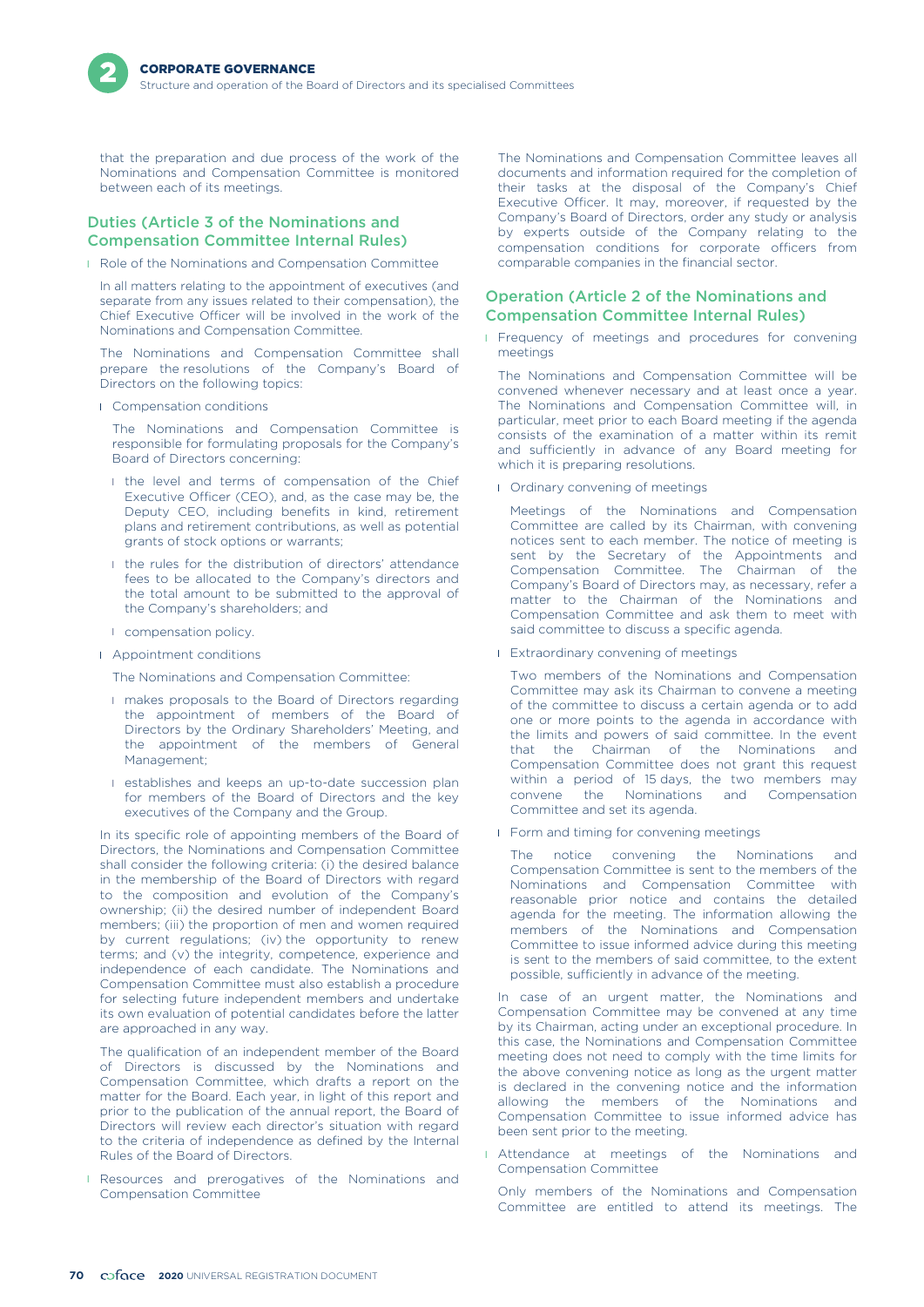that the preparation and due process of the work of the Nominations and Compensation Committee is monitored between each of its meetings.

### Duties (Article 3 of the Nominations and Compensation Committee Internal Rules)

- Role of the Nominations and Compensation Committee

In all matters relating to the appointment of executives (and separate from any issues related to their compensation), the Chief Executive Officer will be involved in the work of the Nominations and Compensation Committee.

The Nominations and Compensation Committee shall prepare the resolutions of the Company's Board of Directors on the following topics:

- Compensation conditions

  The Nominations and Compensation Committee is responsible for formulating proposals for the Company's Board of Directors concerning:

  - the level and terms of compensation of the Chief Executive Officer (CEO), and, as the case may be, the Deputy CEO, including benefits in kind, retirement plans and retirement contributions, as well as potential grants of stock options or warrants;
  - the rules for the distribution of directors' attendance fees to be allocated to the Company's directors and the total amount to be submitted to the approval of the Company's shareholders; and
  - compensation policy.

- Appointment conditions

  The Nominations and Compensation Committee:

  - makes proposals to the Board of Directors regarding the appointment of members of the Board of Directors by the Ordinary Shareholders' Meeting, and the appointment of the members of General Management;
  - establishes and keeps an up-to-date succession plan for members of the Board of Directors and the key executives of the Company and the Group.

In its specific role of appointing members of the Board of Directors, the Nominations and Compensation Committee shall consider the following criteria: (i) the desired balance in the membership of the Board of Directors with regard to the composition and evolution of the Company's ownership; (ii) the desired number of independent Board members; (iii) the proportion of men and women required by current regulations; (iv) the opportunity to renew terms; and (v) the integrity, competence, experience and independence of each candidate. The Nominations and Compensation Committee must also establish a procedure for selecting future independent members and undertake its own evaluation of potential candidates before the latter are approached in any way.

The qualification of an independent member of the Board of Directors is discussed by the Nominations and Compensation Committee, which drafts a report on the matter for the Board. Each year, in light of this report and prior to the publication of the annual report, the Board of Directors will review each director's situation with regard to the criteria of independence as defined by the Internal Rules of the Board of Directors.

- Resources and prerogatives of the Nominations and Compensation Committee

The Nominations and Compensation Committee leaves all documents and information required for the completion of their tasks at the disposal of the Company's Chief Executive Officer. It may, moreover, if requested by the Company's Board of Directors, order any study or analysis by experts outside of the Company relating to the compensation conditions for corporate officers from comparable companies in the financial sector.

### Operation (Article 2 of the Nominations and Compensation Committee Internal Rules)

- Frequency of meetings and procedures for convening meetings

  The Nominations and Compensation Committee will be convened whenever necessary and at least once a year. The Nominations and Compensation Committee will, in particular, meet prior to each Board meeting if the agenda consists of the examination of a matter within its remit and sufficiently in advance of any Board meeting for which it is preparing resolutions.

- Ordinary convening of meetings

  Meetings of the Nominations and Compensation Committee are called by its Chairman, with convening notices sent to each member. The notice of meeting is sent by the Secretary of the Appointments and Compensation Committee. The Chairman of the Company's Board of Directors may, as necessary, refer a matter to the Chairman of the Nominations and Compensation Committee and ask them to meet with said committee to discuss a specific agenda.

- Extraordinary convening of meetings

  Two members of the Nominations and Compensation Committee may ask its Chairman to convene a meeting of the committee to discuss a certain agenda or to add one or more points to the agenda in accordance with the limits and powers of said committee. In the event that the Chairman of the Nominations and Compensation Committee does not grant this request within a period of 15 days, the two members may convene the Nominations and Compensation Committee and set its agenda.

- Form and timing for convening meetings

  The notice convening the Nominations and Compensation Committee is sent to the members of the Nominations and Compensation Committee with reasonable prior notice and contains the detailed agenda for the meeting. The information allowing the members of the Nominations and Compensation Committee to issue informed advice during this meeting is sent to the members of said committee, to the extent possible, sufficiently in advance of the meeting.

In case of an urgent matter, the Nominations and Compensation Committee may be convened at any time by its Chairman, acting under an exceptional procedure. In this case, the Nominations and Compensation Committee meeting does not need to comply with the time limits for the above convening notice as long as the urgent matter is declared in the convening notice and the information allowing the members of the Nominations and Compensation Committee to issue informed advice has been sent prior to the meeting.

- Attendance at meetings of the Nominations and Compensation Committee

  Only members of the Nominations and Compensation Committee are entitled to attend its meetings. The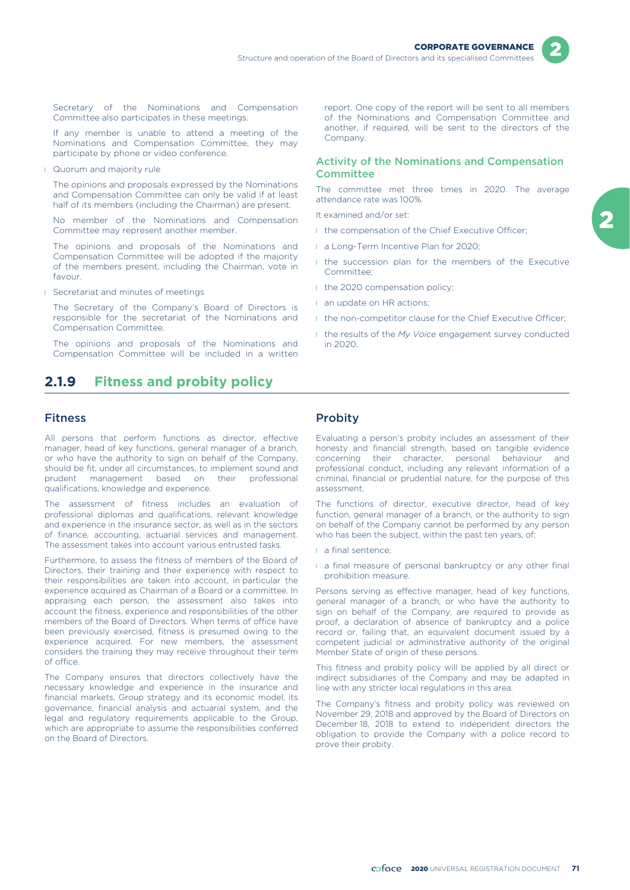Secretary of the Nominations and Compensation Committee also participates in these meetings.

If any member is unable to attend a meeting of the Nominations and Compensation Committee, they may participate by phone or video conference.

- Quorum and majority rule

The opinions and proposals expressed by the Nominations and Compensation Committee can only be valid if at least half of its members (including the Chairman) are present.

No member of the Nominations and Compensation Committee may represent another member.

The opinions and proposals of the Nominations and Compensation Committee will be adopted if the majority of the members present, including the Chairman, vote in favour.

- Secretariat and minutes of meetings

The Secretary of the Company's Board of Directors is responsible for the secretariat of the Nominations and Compensation Committee.

The opinions and proposals of the Nominations and Compensation Committee will be included in a written report. One copy of the report will be sent to all members of the Nominations and Compensation Committee and another, if required, will be sent to the directors of the Company.

### Activity of the Nominations and Compensation Committee

The committee met three times in 2020. The average attendance rate was 100%.

It examined and/or set:

- the compensation of the Chief Executive Officer;
- a Long-Term Incentive Plan for 2020;
- the succession plan for the members of the Executive Committee;
- the 2020 compensation policy;
- an update on HR actions;
- the non-competitor clause for the Chief Executive Officer;
- the results of the *My Voice* engagement survey conducted in 2020.

## 2.1.9 Fitness and probity policy

### Fitness

All persons that perform functions as director, effective manager, head of key functions, general manager of a branch, or who have the authority to sign on behalf of the Company, should be fit, under all circumstances, to implement sound and prudent management based on their professional qualifications, knowledge and experience.

The assessment of fitness includes an evaluation of professional diplomas and qualifications, relevant knowledge and experience in the insurance sector, as well as in the sectors of finance, accounting, actuarial services and management. The assessment takes into account various entrusted tasks.

Furthermore, to assess the fitness of members of the Board of Directors, their training and their experience with respect to their responsibilities are taken into account, in particular the experience acquired as Chairman of a Board or a committee. In appraising each person, the assessment also takes into account the fitness, experience and responsibilities of the other members of the Board of Directors. When terms of office have been previously exercised, fitness is presumed owing to the experience acquired. For new members, the assessment considers the training they may receive throughout their term of office.

The Company ensures that directors collectively have the necessary knowledge and experience in the insurance and financial markets, Group strategy and its economic model, its governance, financial analysis and actuarial system, and the legal and regulatory requirements applicable to the Group, which are appropriate to assume the responsibilities conferred on the Board of Directors.

### Probity

Evaluating a person's probity includes an assessment of their honesty and financial strength, based on tangible evidence concerning their character, personal behaviour and professional conduct, including any relevant information of a criminal, financial or prudential nature, for the purpose of this assessment.

The functions of director, executive director, head of key function, general manager of a branch, or the authority to sign on behalf of the Company cannot be performed by any person who has been the subject, within the past ten years, of:

- a final sentence;
- a final measure of personal bankruptcy or any other final prohibition measure.

Persons serving as effective manager, head of key functions, general manager of a branch, or who have the authority to sign on behalf of the Company, are required to provide as proof, a declaration of absence of bankruptcy and a police record or, failing that, an equivalent document issued by a competent judicial or administrative authority of the original Member State of origin of these persons.

This fitness and probity policy will be applied by all direct or indirect subsidiaries of the Company and may be adapted in line with any stricter local regulations in this area.

The Company's fitness and probity policy was reviewed on November 29, 2018 and approved by the Board of Directors on December 18, 2018 to extend to independent directors the obligation to provide the Company with a police record to prove their probity.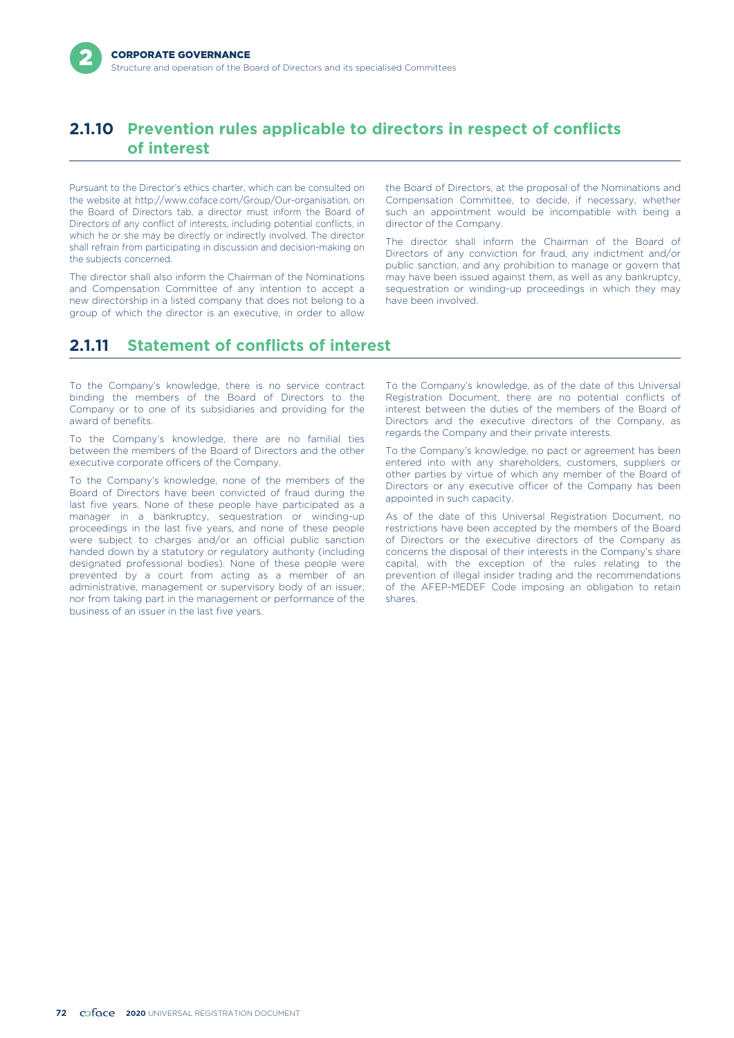## 2.1.10 Prevention rules applicable to directors in respect of conflicts of interest

Pursuant to the Director's ethics charter, which can be consulted on the website at http://www.coface.com/Group/Our-organisation, on the Board of Directors tab, a director must inform the Board of Directors of any conflict of interests, including potential conflicts, in which he or she may be directly or indirectly involved. The director shall refrain from participating in discussion and decision-making on the subjects concerned.

The director shall also inform the Chairman of the Nominations and Compensation Committee of any intention to accept a new directorship in a listed company that does not belong to a group of which the director is an executive, in order to allow the Board of Directors, at the proposal of the Nominations and Compensation Committee, to decide, if necessary, whether such an appointment would be incompatible with being a director of the Company.

The director shall inform the Chairman of the Board of Directors of any conviction for fraud, any indictment and/or public sanction, and any prohibition to manage or govern that may have been issued against them, as well as any bankruptcy, sequestration or winding-up proceedings in which they may have been involved.

## 2.1.11 Statement of conflicts of interest

To the Company's knowledge, there is no service contract binding the members of the Board of Directors to the Company or to one of its subsidiaries and providing for the award of benefits.

To the Company's knowledge, there are no familial ties between the members of the Board of Directors and the other executive corporate officers of the Company.

To the Company's knowledge, none of the members of the Board of Directors have been convicted of fraud during the last five years. None of these people have participated as a manager in a bankruptcy, sequestration or winding-up proceedings in the last five years, and none of these people were subject to charges and/or an official public sanction handed down by a statutory or regulatory authority (including designated professional bodies). None of these people were prevented by a court from acting as a member of an administrative, management or supervisory body of an issuer, nor from taking part in the management or performance of the business of an issuer in the last five years.

To the Company's knowledge, as of the date of this Universal Registration Document, there are no potential conflicts of interest between the duties of the members of the Board of Directors and the executive directors of the Company, as regards the Company and their private interests.

To the Company's knowledge, no pact or agreement has been entered into with any shareholders, customers, suppliers or other parties by virtue of which any member of the Board of Directors or any executive officer of the Company has been appointed in such capacity.

As of the date of this Universal Registration Document, no restrictions have been accepted by the members of the Board of Directors or the executive directors of the Company as concerns the disposal of their interests in the Company's share capital, with the exception of the rules relating to the prevention of illegal insider trading and the recommendations of the AFEP-MEDEF Code imposing an obligation to retain shares.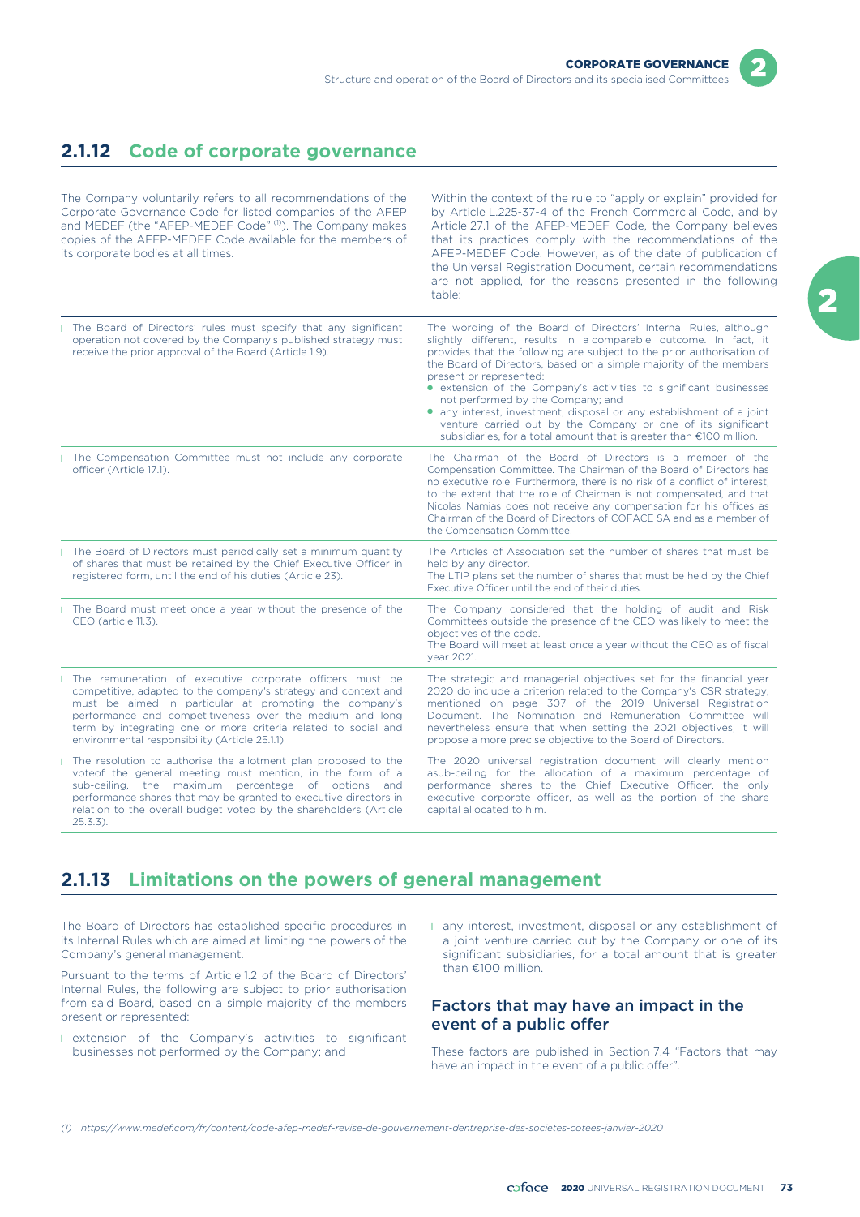## 2.1.12 Code of corporate governance

The Company voluntarily refers to all recommendations of the Corporate Governance Code for listed companies of the AFEP and MEDEF (the "AFEP-MEDEF Code" [1]). The Company makes copies of the AFEP-MEDEF Code available for the members of its corporate bodies at all times.

Within the context of the rule to "apply or explain" provided for by Article L.225-37-4 of the French Commercial Code, and by Article 27.1 of the AFEP-MEDEF Code, the Company believes that its practices comply with the recommendations of the AFEP-MEDEF Code. However, as of the date of publication of the Universal Registration Document, certain recommendations are not applied, for the reasons presented in the following table:

| Recommendation | Explanation |
|---|---|
| The Board of Directors' rules must specify that any significant operation not covered by the Company's published strategy must receive the prior approval of the Board (Article 1.9). | The wording of the Board of Directors' Internal Rules, although slightly different, results in a comparable outcome. In fact, it provides that the following are subject to the prior authorisation of the Board of Directors, based on a simple majority of the members present or represented:<br>• extension of the Company's activities to significant businesses not performed by the Company; and<br>• any interest, investment, disposal or any establishment of a joint venture carried out by the Company or one of its significant subsidiaries, for a total amount that is greater than €100 million. |
| The Compensation Committee must not include any corporate officer (Article 17.1). | The Chairman of the Board of Directors is a member of the Compensation Committee. The Chairman of the Board of Directors has no executive role. Furthermore, there is no risk of a conflict of interest, to the extent that the role of Chairman is not compensated, and that Nicolas Namias does not receive any compensation for his offices as Chairman of the Board of Directors of COFACE SA and as a member of the Compensation Committee. |
| The Board of Directors must periodically set a minimum quantity of shares that must be retained by the Chief Executive Officer in registered form, until the end of his duties (Article 23). | The Articles of Association set the number of shares that must be held by any director.<br>The LTIP plans set the number of shares that must be held by the Chief Executive Officer until the end of their duties. |
| The Board must meet once a year without the presence of the CEO (article 11.3). | The Company considered that the holding of audit and Risk Committees outside the presence of the CEO was likely to meet the objectives of the code.<br>The Board will meet at least once a year without the CEO as of fiscal year 2021. |
| The remuneration of executive corporate officers must be competitive, adapted to the company's strategy and context and must be aimed in particular at promoting the company's performance and competitiveness over the medium and long term by integrating one or more criteria related to social and environmental responsibility (Article 25.1.1). | The strategic and managerial objectives set for the financial year 2020 do include a criterion related to the Company's CSR strategy, mentioned on page 307 of the 2019 Universal Registration Document. The Nomination and Remuneration Committee will nevertheless ensure that when setting the 2021 objectives, it will propose a more precise objective to the Board of Directors. |
| The resolution to authorise the allotment plan proposed to the voteof the general meeting must mention, in the form of a sub-ceiling, the maximum percentage of options and performance shares that may be granted to executive directors in relation to the overall budget voted by the shareholders (Article 25.3.3). | The 2020 universal registration document will clearly mention asub-ceiling for the allocation of a maximum percentage of performance shares to the Chief Executive Officer, the only executive corporate officer, as well as the portion of the share capital allocated to him. |

## 2.1.13 Limitations on the powers of general management

The Board of Directors has established specific procedures in its Internal Rules which are aimed at limiting the powers of the Company's general management.

Pursuant to the terms of Article 1.2 of the Board of Directors' Internal Rules, the following are subject to prior authorisation from said Board, based on a simple majority of the members present or represented:

- extension of the Company's activities to significant businesses not performed by the Company; and
- any interest, investment, disposal or any establishment of a joint venture carried out by the Company or one of its significant subsidiaries, for a total amount that is greater than €100 million.

### Factors that may have an impact in the event of a public offer

These factors are published in Section 7.4 "Factors that may have an impact in the event of a public offer".

(1) https://www.medef.com/fr/content/code-afep-medef-revise-de-gouvernement-dentreprise-des-societes-cotees-janvier-2020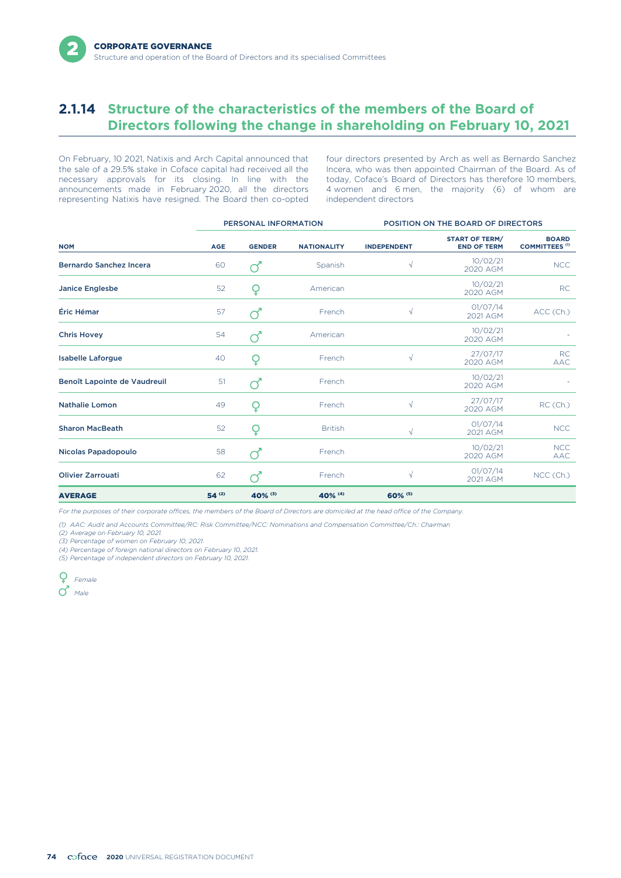## 2.1.14 Structure of the characteristics of the members of the Board of Directors following the change in shareholding on February 10, 2021

On February, 10 2021, Natixis and Arch Capital announced that the sale of a 29.5% stake in Coface capital had received all the necessary approvals for its closing. In line with the announcements made in February 2020, all the directors representing Natixis have resigned. The Board then co-opted four directors presented by Arch as well as Bernardo Sanchez Incera, who was then appointed Chairman of the Board. As of today, Coface's Board of Directors has therefore 10 members, 4 women and 6 men, the majority (6) of whom are independent directors

| | PERSONAL INFORMATION | | | POSITION ON THE BOARD OF DIRECTORS | | |
|---|---|---|---|---|---|---|
| **NOM** | **AGE** | **GENDER** | **NATIONALITY** | **INDEPENDENT** | **START OF TERM/ END OF TERM** | **BOARD COMMITTEES (1)** |
| **Bernardo Sanchez Incera** | 60 | ♂ | Spanish | √ | 10/02/21 2020 AGM | NCC |
| **Janice Englesbe** | 52 | ♀ | American | | 10/02/21 2020 AGM | RC |
| **Éric Hémar** | 57 | ♂ | French | √ | 01/07/14 2021 AGM | ACC (Ch.) |
| **Chris Hovey** | 54 | ♂ | American | | 10/02/21 2020 AGM | - |
| **Isabelle Laforgue** | 40 | ♀ | French | √ | 27/07/17 2020 AGM | RC AAC |
| **Benoît Lapointe de Vaudreuil** | 51 | ♂ | French | | 10/02/21 2020 AGM | - |
| **Nathalie Lomon** | 49 | ♀ | French | √ | 27/07/17 2020 AGM | RC (Ch.) |
| **Sharon MacBeath** | 52 | ♀ | British | √ | 01/07/14 2021 AGM | NCC |
| **Nicolas Papadopoulo** | 58 | ♂ | French | | 10/02/21 2020 AGM | NCC AAC |
| **Olivier Zarrouati** | 62 | ♂ | French | √ | 01/07/14 2021 AGM | NCC (Ch.) |
| **AVERAGE** | **54 (2)** | **40% (3)** | **40% (4)** | **60% (5)** | | |

*For the purposes of their corporate offices, the members of the Board of Directors are domiciled at the head office of the Company.*

*(1) AAC: Audit and Accounts Committee/RC: Risk Committee/NCC: Nominations and Compensation Committee/Ch.: Chairman*
*(2) Average on February 10, 2021.*
*(3) Percentage of women on February 10, 2021.*
*(4) Percentage of foreign national directors on February 10, 2021.*
*(5) Percentage of independent directors on February 10, 2021.*

♀ *Female*

♂ *Male*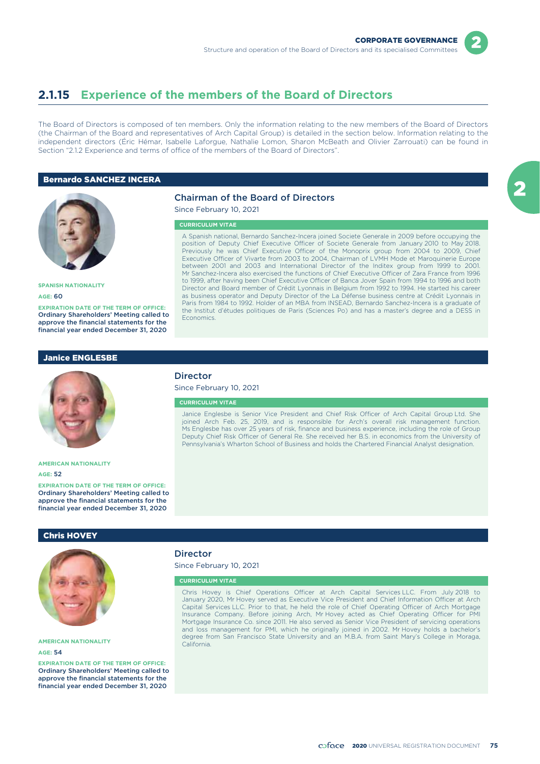## 2.1.15 Experience of the members of the Board of Directors

The Board of Directors is composed of ten members. Only the information relating to the new members of the Board of Directors (the Chairman of the Board and representatives of Arch Capital Group) is detailed in the section below. Information relating to the independent directors (Éric Hémar, Isabelle Laforgue, Nathalie Lomon, Sharon McBeath and Olivier Zarrouati) can be found in Section "2.1.2 Experience and terms of office of the members of the Board of Directors".

### Bernardo SANCHEZ INCERA

**SPANISH NATIONALITY**

**AGE:** 60

**EXPIRATION DATE OF THE TERM OF OFFICE:** Ordinary Shareholders' Meeting called to approve the financial statements for the financial year ended December 31, 2020

**Chairman of the Board of Directors**

Since February 10, 2021

**CURRICULUM VITAE**

A Spanish national, Bernardo Sanchez-Incera joined Societe Generale in 2009 before occupying the position of Deputy Chief Executive Officer of Societe Generale from January 2010 to May 2018. Previously he was Chief Executive Officer of the Monoprix group from 2004 to 2009, Chief Executive Officer of Vivarte from 2003 to 2004, Chairman of LVMH Mode et Maroquinerie Europe between 2001 and 2003 and International Director of the Inditex group from 1999 to 2001. Mr Sanchez-Incera also exercised the functions of Chief Executive Officer of Zara France from 1996 to 1999, after having been Chief Executive Officer of Banca Jover Spain from 1994 to 1996 and both Director and Board member of Crédit Lyonnais in Belgium from 1992 to 1994. He started his career as business operator and Deputy Director of the La Défense business centre at Crédit Lyonnais in Paris from 1984 to 1992. Holder of an MBA from INSEAD, Bernardo Sanchez-Incera is a graduate of the Institut d'études politiques de Paris (Sciences Po) and has a master's degree and a DESS in Economics.

### Janice ENGLESBE

**AMERICAN NATIONALITY**

**AGE:** 52

**EXPIRATION DATE OF THE TERM OF OFFICE:** Ordinary Shareholders' Meeting called to approve the financial statements for the financial year ended December 31, 2020

**Director**

Since February 10, 2021

**CURRICULUM VITAE**

Janice Englesbe is Senior Vice President and Chief Risk Officer of Arch Capital Group Ltd. She joined Arch Feb. 25, 2019, and is responsible for Arch's overall risk management function. Ms Englesbe has over 25 years of risk, finance and business experience, including the role of Group Deputy Chief Risk Officer of General Re. She received her B.S. in economics from the University of Pennsylvania's Wharton School of Business and holds the Chartered Financial Analyst designation.

### Chris HOVEY

**AMERICAN NATIONALITY**

**AGE:** 54

**EXPIRATION DATE OF THE TERM OF OFFICE:** Ordinary Shareholders' Meeting called to approve the financial statements for the financial year ended December 31, 2020

**Director**

Since February 10, 2021

**CURRICULUM VITAE**

Chris Hovey is Chief Operations Officer at Arch Capital Services LLC. From July 2018 to January 2020, Mr Hovey served as Executive Vice President and Chief Information Officer at Arch Capital Services LLC. Prior to that, he held the role of Chief Operating Officer of Arch Mortgage Insurance Company. Before joining Arch, Mr Hovey acted as Chief Operating Officer for PMI Mortgage Insurance Co. since 2011. He also served as Senior Vice President of servicing operations and loss management for PMI, which he originally joined in 2002. Mr Hovey holds a bachelor's degree from San Francisco State University and an M.B.A. from Saint Mary's College in Moraga, California.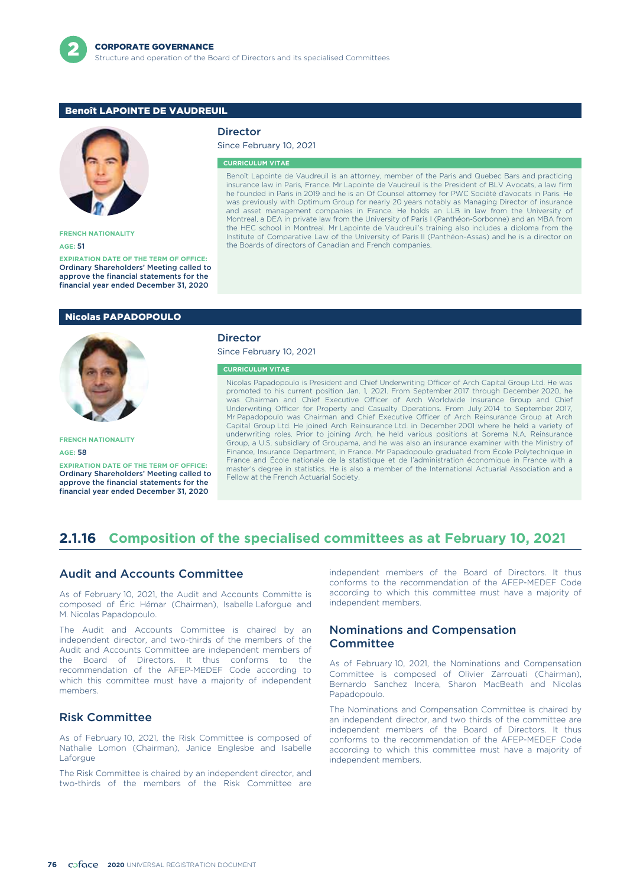### Benoît LAPOINTE DE VAUDREUIL

**FRENCH NATIONALITY**

**AGE:** 51

**EXPIRATION DATE OF THE TERM OF OFFICE:**
Ordinary Shareholders' Meeting called to approve the financial statements for the financial year ended December 31, 2020

**Director**

Since February 10, 2021

**CURRICULUM VITAE**

Benoît Lapointe de Vaudreuil is an attorney, member of the Paris and Quebec Bars and practicing insurance law in Paris, France. Mr Lapointe de Vaudreuil is the President of BLV Avocats, a law firm he founded in Paris in 2019 and he is an Of Counsel attorney for PWC Société d'avocats in Paris. He was previously with Optimum Group for nearly 20 years notably as Managing Director of insurance and asset management companies in France. He holds an LLB in law from the University of Montreal, a DEA in private law from the University of Paris I (Panthéon-Sorbonne) and an MBA from the HEC school in Montreal. Mr Lapointe de Vaudreuil's training also includes a diploma from the Institute of Comparative Law of the University of Paris II (Panthéon-Assas) and he is a director on the Boards of directors of Canadian and French companies.

### Nicolas PAPADOPOULO

**FRENCH NATIONALITY**

**AGE:** 58

**EXPIRATION DATE OF THE TERM OF OFFICE:**
Ordinary Shareholders' Meeting called to approve the financial statements for the financial year ended December 31, 2020

**Director**

Since February 10, 2021

**CURRICULUM VITAE**

Nicolas Papadopoulo is President and Chief Underwriting Officer of Arch Capital Group Ltd. He was promoted to his current position Jan. 1, 2021. From September 2017 through December 2020, he was Chairman and Chief Executive Officer of Arch Worldwide Insurance Group and Chief Underwriting Officer for Property and Casualty Operations. From July 2014 to September 2017, Mr Papadopoulo was Chairman and Chief Executive Officer of Arch Reinsurance Group at Arch Capital Group Ltd. He joined Arch Reinsurance Ltd. in December 2001 where he held a variety of underwriting roles. Prior to joining Arch, he held various positions at Sorema N.A. Reinsurance Group, a U.S. subsidiary of Groupama, and he was also an insurance examiner with the Ministry of Finance, Insurance Department, in France. Mr Papadopoulo graduated from École Polytechnique in France and École nationale de la statistique et de l'administration économique in France with a master's degree in statistics. He is also a member of the International Actuarial Association and a Fellow at the French Actuarial Society.

## 2.1.16 Composition of the specialised committees as at February 10, 2021

### Audit and Accounts Committee

As of February 10, 2021, the Audit and Accounts Committe is composed of Éric Hémar (Chairman), Isabelle Laforgue and M. Nicolas Papadopoulo.

The Audit and Accounts Committee is chaired by an independent director, and two-thirds of the members of the Audit and Accounts Committee are independent members of the Board of Directors. It thus conforms to the recommendation of the AFEP-MEDEF Code according to which this committee must have a majority of independent members.

### Risk Committee

As of February 10, 2021, the Risk Committee is composed of Nathalie Lomon (Chairman), Janice Englesbe and Isabelle Laforgue

The Risk Committee is chaired by an independent director, and two-thirds of the members of the Risk Committee are independent members of the Board of Directors. It thus conforms to the recommendation of the AFEP-MEDEF Code according to which this committee must have a majority of independent members.

### Nominations and Compensation Committee

As of February 10, 2021, the Nominations and Compensation Committee is composed of Olivier Zarrouati (Chairman), Bernardo Sanchez Incera, Sharon MacBeath and Nicolas Papadopoulo.

The Nominations and Compensation Committee is chaired by an independent director, and two thirds of the committee are independent members of the Board of Directors. It thus conforms to the recommendation of the AFEP-MEDEF Code according to which this committee must have a majority of independent members.